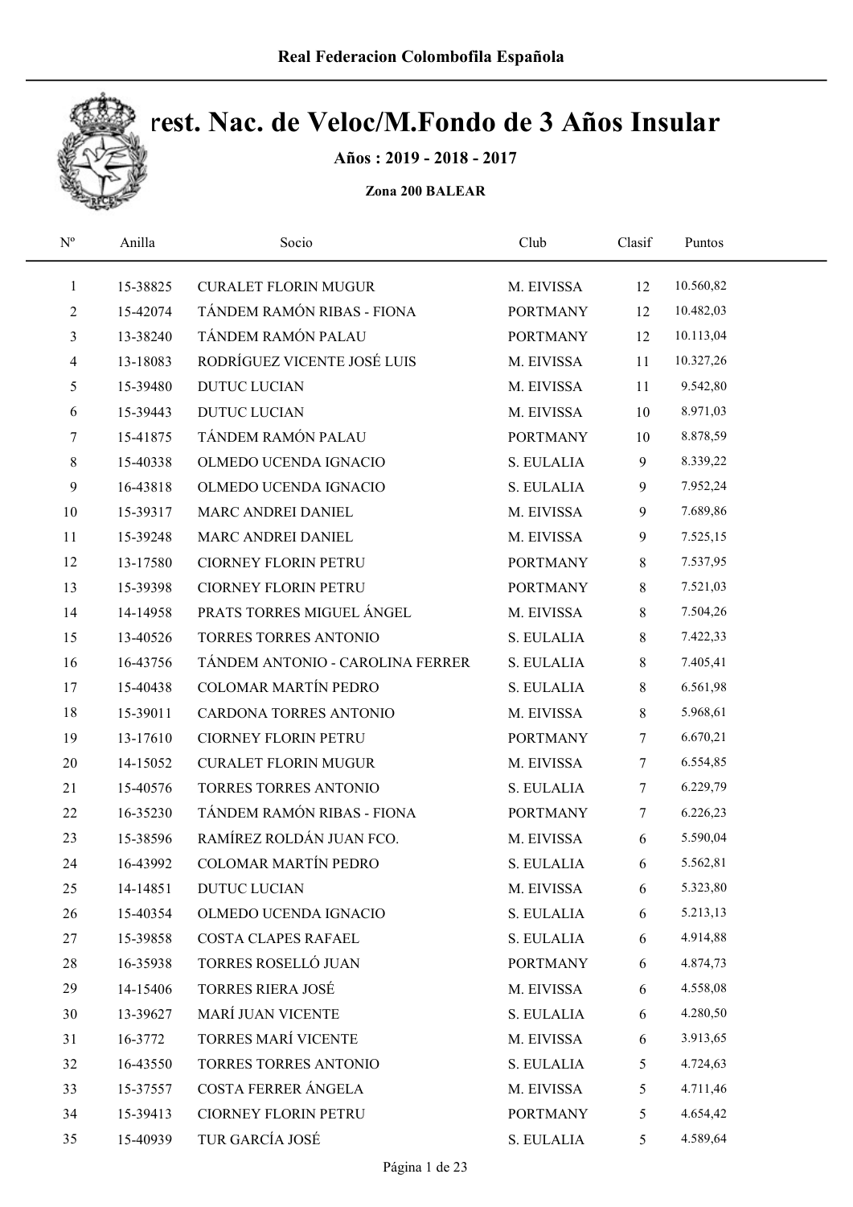Real Federacion Colombofila Española

# rest. Nac. de Veloc/M.Fondo de 3 Años Insular

**Años : 2019 - 2018 - 2017**

**Zona 200 BALEAR**

| Nº | Anilla | Socio | Club | Clasif | Puntos |
|---|---|---|---|---|---|
| 1 | 15-38825 | CURALET FLORIN MUGUR | M. EIVISSA | 12 | 10.560,82 |
| 2 | 15-42074 | TÁNDEM RAMÓN RIBAS - FIONA | PORTMANY | 12 | 10.482,03 |
| 3 | 13-38240 | TÁNDEM RAMÓN PALAU | PORTMANY | 12 | 10.113,04 |
| 4 | 13-18083 | RODRÍGUEZ VICENTE JOSÉ LUIS | M. EIVISSA | 11 | 10.327,26 |
| 5 | 15-39480 | DUTUC LUCIAN | M. EIVISSA | 11 | 9.542,80 |
| 6 | 15-39443 | DUTUC LUCIAN | M. EIVISSA | 10 | 8.971,03 |
| 7 | 15-41875 | TÁNDEM RAMÓN PALAU | PORTMANY | 10 | 8.878,59 |
| 8 | 15-40338 | OLMEDO UCENDA IGNACIO | S. EULALIA | 9 | 8.339,22 |
| 9 | 16-43818 | OLMEDO UCENDA IGNACIO | S. EULALIA | 9 | 7.952,24 |
| 10 | 15-39317 | MARC ANDREI DANIEL | M. EIVISSA | 9 | 7.689,86 |
| 11 | 15-39248 | MARC ANDREI DANIEL | M. EIVISSA | 9 | 7.525,15 |
| 12 | 13-17580 | CIORNEY FLORIN PETRU | PORTMANY | 8 | 7.537,95 |
| 13 | 15-39398 | CIORNEY FLORIN PETRU | PORTMANY | 8 | 7.521,03 |
| 14 | 14-14958 | PRATS TORRES MIGUEL ÁNGEL | M. EIVISSA | 8 | 7.504,26 |
| 15 | 13-40526 | TORRES TORRES ANTONIO | S. EULALIA | 8 | 7.422,33 |
| 16 | 16-43756 | TÁNDEM ANTONIO - CAROLINA FERRER | S. EULALIA | 8 | 7.405,41 |
| 17 | 15-40438 | COLOMAR MARTÍN PEDRO | S. EULALIA | 8 | 6.561,98 |
| 18 | 15-39011 | CARDONA TORRES ANTONIO | M. EIVISSA | 8 | 5.968,61 |
| 19 | 13-17610 | CIORNEY FLORIN PETRU | PORTMANY | 7 | 6.670,21 |
| 20 | 14-15052 | CURALET FLORIN MUGUR | M. EIVISSA | 7 | 6.554,85 |
| 21 | 15-40576 | TORRES TORRES ANTONIO | S. EULALIA | 7 | 6.229,79 |
| 22 | 16-35230 | TÁNDEM RAMÓN RIBAS - FIONA | PORTMANY | 7 | 6.226,23 |
| 23 | 15-38596 | RAMÍREZ ROLDÁN JUAN FCO. | M. EIVISSA | 6 | 5.590,04 |
| 24 | 16-43992 | COLOMAR MARTÍN PEDRO | S. EULALIA | 6 | 5.562,81 |
| 25 | 14-14851 | DUTUC LUCIAN | M. EIVISSA | 6 | 5.323,80 |
| 26 | 15-40354 | OLMEDO UCENDA IGNACIO | S. EULALIA | 6 | 5.213,13 |
| 27 | 15-39858 | COSTA CLAPES RAFAEL | S. EULALIA | 6 | 4.914,88 |
| 28 | 16-35938 | TORRES ROSELLÓ JUAN | PORTMANY | 6 | 4.874,73 |
| 29 | 14-15406 | TORRES RIERA JOSÉ | M. EIVISSA | 6 | 4.558,08 |
| 30 | 13-39627 | MARÍ JUAN VICENTE | S. EULALIA | 6 | 4.280,50 |
| 31 | 16-3772 | TORRES MARÍ VICENTE | M. EIVISSA | 6 | 3.913,65 |
| 32 | 16-43550 | TORRES TORRES ANTONIO | S. EULALIA | 5 | 4.724,63 |
| 33 | 15-37557 | COSTA FERRER ÁNGELA | M. EIVISSA | 5 | 4.711,46 |
| 34 | 15-39413 | CIORNEY FLORIN PETRU | PORTMANY | 5 | 4.654,42 |
| 35 | 15-40939 | TUR GARCÍA JOSÉ | S. EULALIA | 5 | 4.589,64 |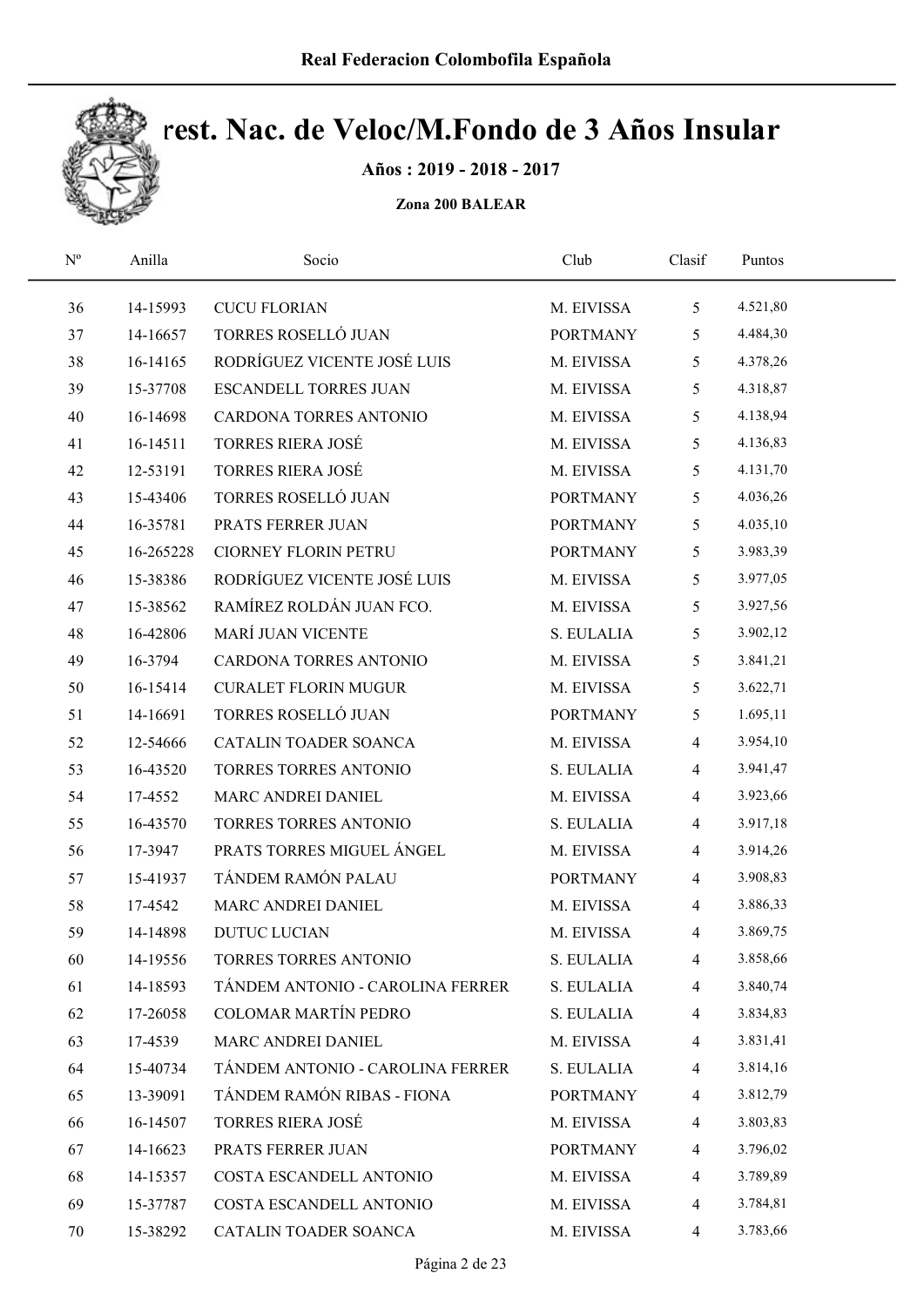# Real Federacion Colombofila Española

## rest. Nac. de Veloc/M.Fondo de 3 Años Insular

**Años : 2019 - 2018 - 2017**

**Zona 200 BALEAR**

| Nº | Anilla | Socio | Club | Clasif | Puntos |
|---|---|---|---|---|---|
| 36 | 14-15993 | CUCU FLORIAN | M. EIVISSA | 5 | 4.521,80 |
| 37 | 14-16657 | TORRES ROSELLÓ JUAN | PORTMANY | 5 | 4.484,30 |
| 38 | 16-14165 | RODRÍGUEZ VICENTE JOSÉ LUIS | M. EIVISSA | 5 | 4.378,26 |
| 39 | 15-37708 | ESCANDELL TORRES JUAN | M. EIVISSA | 5 | 4.318,87 |
| 40 | 16-14698 | CARDONA TORRES ANTONIO | M. EIVISSA | 5 | 4.138,94 |
| 41 | 16-14511 | TORRES RIERA JOSÉ | M. EIVISSA | 5 | 4.136,83 |
| 42 | 12-53191 | TORRES RIERA JOSÉ | M. EIVISSA | 5 | 4.131,70 |
| 43 | 15-43406 | TORRES ROSELLÓ JUAN | PORTMANY | 5 | 4.036,26 |
| 44 | 16-35781 | PRATS FERRER JUAN | PORTMANY | 5 | 4.035,10 |
| 45 | 16-265228 | CIORNEY FLORIN PETRU | PORTMANY | 5 | 3.983,39 |
| 46 | 15-38386 | RODRÍGUEZ VICENTE JOSÉ LUIS | M. EIVISSA | 5 | 3.977,05 |
| 47 | 15-38562 | RAMÍREZ ROLDÁN JUAN FCO. | M. EIVISSA | 5 | 3.927,56 |
| 48 | 16-42806 | MARÍ JUAN VICENTE | S. EULALIA | 5 | 3.902,12 |
| 49 | 16-3794 | CARDONA TORRES ANTONIO | M. EIVISSA | 5 | 3.841,21 |
| 50 | 16-15414 | CURALET FLORIN MUGUR | M. EIVISSA | 5 | 3.622,71 |
| 51 | 14-16691 | TORRES ROSELLÓ JUAN | PORTMANY | 5 | 1.695,11 |
| 52 | 12-54666 | CATALIN TOADER SOANCA | M. EIVISSA | 4 | 3.954,10 |
| 53 | 16-43520 | TORRES TORRES ANTONIO | S. EULALIA | 4 | 3.941,47 |
| 54 | 17-4552 | MARC ANDREI DANIEL | M. EIVISSA | 4 | 3.923,66 |
| 55 | 16-43570 | TORRES TORRES ANTONIO | S. EULALIA | 4 | 3.917,18 |
| 56 | 17-3947 | PRATS TORRES MIGUEL ÁNGEL | M. EIVISSA | 4 | 3.914,26 |
| 57 | 15-41937 | TÁNDEM RAMÓN PALAU | PORTMANY | 4 | 3.908,83 |
| 58 | 17-4542 | MARC ANDREI DANIEL | M. EIVISSA | 4 | 3.886,33 |
| 59 | 14-14898 | DUTUC LUCIAN | M. EIVISSA | 4 | 3.869,75 |
| 60 | 14-19556 | TORRES TORRES ANTONIO | S. EULALIA | 4 | 3.858,66 |
| 61 | 14-18593 | TÁNDEM ANTONIO - CAROLINA FERRER | S. EULALIA | 4 | 3.840,74 |
| 62 | 17-26058 | COLOMAR MARTÍN PEDRO | S. EULALIA | 4 | 3.834,83 |
| 63 | 17-4539 | MARC ANDREI DANIEL | M. EIVISSA | 4 | 3.831,41 |
| 64 | 15-40734 | TÁNDEM ANTONIO - CAROLINA FERRER | S. EULALIA | 4 | 3.814,16 |
| 65 | 13-39091 | TÁNDEM RAMÓN RIBAS - FIONA | PORTMANY | 4 | 3.812,79 |
| 66 | 16-14507 | TORRES RIERA JOSÉ | M. EIVISSA | 4 | 3.803,83 |
| 67 | 14-16623 | PRATS FERRER JUAN | PORTMANY | 4 | 3.796,02 |
| 68 | 14-15357 | COSTA ESCANDELL ANTONIO | M. EIVISSA | 4 | 3.789,89 |
| 69 | 15-37787 | COSTA ESCANDELL ANTONIO | M. EIVISSA | 4 | 3.784,81 |
| 70 | 15-38292 | CATALIN TOADER SOANCA | M. EIVISSA | 4 | 3.783,66 |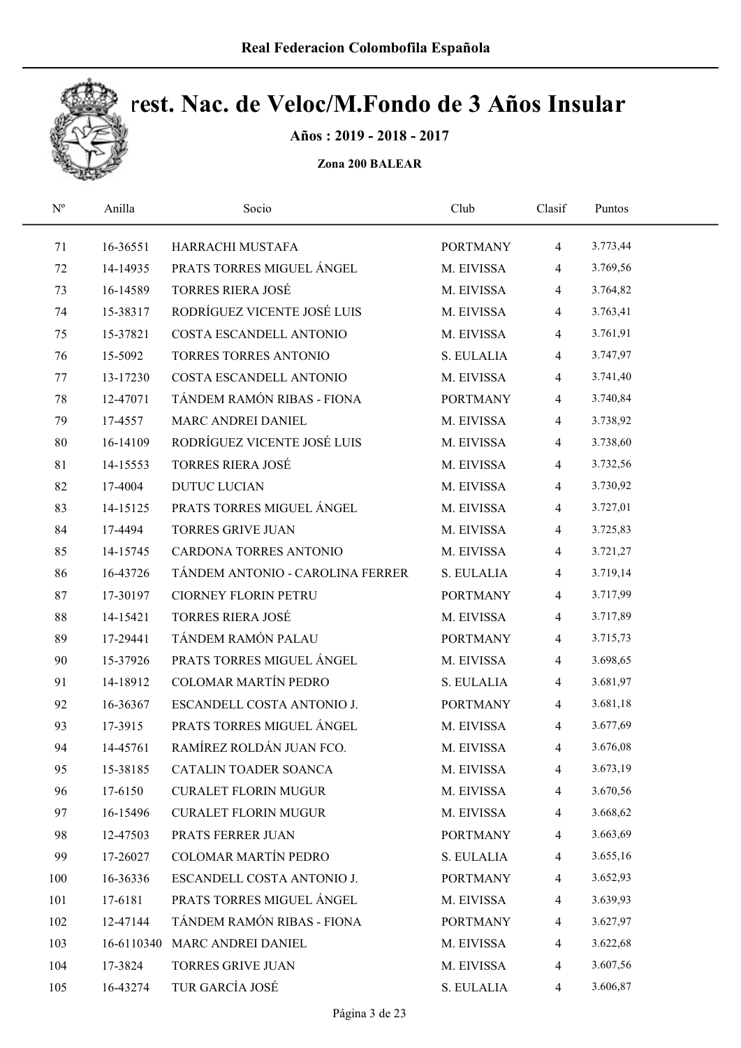# Real Federacion Colombofila Española

## rest. Nac. de Veloc/M.Fondo de 3 Años Insular

**Años : 2019 - 2018 - 2017**

**Zona 200 BALEAR**

| Nº | Anilla | Socio | Club | Clasif | Puntos |
|---|---|---|---|---|---|
| 71 | 16-36551 | HARRACHI MUSTAFA | PORTMANY | 4 | 3.773,44 |
| 72 | 14-14935 | PRATS TORRES MIGUEL ÁNGEL | M. EIVISSA | 4 | 3.769,56 |
| 73 | 16-14589 | TORRES RIERA JOSÉ | M. EIVISSA | 4 | 3.764,82 |
| 74 | 15-38317 | RODRÍGUEZ VICENTE JOSÉ LUIS | M. EIVISSA | 4 | 3.763,41 |
| 75 | 15-37821 | COSTA ESCANDELL ANTONIO | M. EIVISSA | 4 | 3.761,91 |
| 76 | 15-5092 | TORRES TORRES ANTONIO | S. EULALIA | 4 | 3.747,97 |
| 77 | 13-17230 | COSTA ESCANDELL ANTONIO | M. EIVISSA | 4 | 3.741,40 |
| 78 | 12-47071 | TÁNDEM RAMÓN RIBAS - FIONA | PORTMANY | 4 | 3.740,84 |
| 79 | 17-4557 | MARC ANDREI DANIEL | M. EIVISSA | 4 | 3.738,92 |
| 80 | 16-14109 | RODRÍGUEZ VICENTE JOSÉ LUIS | M. EIVISSA | 4 | 3.738,60 |
| 81 | 14-15553 | TORRES RIERA JOSÉ | M. EIVISSA | 4 | 3.732,56 |
| 82 | 17-4004 | DUTUC LUCIAN | M. EIVISSA | 4 | 3.730,92 |
| 83 | 14-15125 | PRATS TORRES MIGUEL ÁNGEL | M. EIVISSA | 4 | 3.727,01 |
| 84 | 17-4494 | TORRES GRIVE JUAN | M. EIVISSA | 4 | 3.725,83 |
| 85 | 14-15745 | CARDONA TORRES ANTONIO | M. EIVISSA | 4 | 3.721,27 |
| 86 | 16-43726 | TÁNDEM ANTONIO - CAROLINA FERRER | S. EULALIA | 4 | 3.719,14 |
| 87 | 17-30197 | CIORNEY FLORIN PETRU | PORTMANY | 4 | 3.717,99 |
| 88 | 14-15421 | TORRES RIERA JOSÉ | M. EIVISSA | 4 | 3.717,89 |
| 89 | 17-29441 | TÁNDEM RAMÓN PALAU | PORTMANY | 4 | 3.715,73 |
| 90 | 15-37926 | PRATS TORRES MIGUEL ÁNGEL | M. EIVISSA | 4 | 3.698,65 |
| 91 | 14-18912 | COLOMAR MARTÍN PEDRO | S. EULALIA | 4 | 3.681,97 |
| 92 | 16-36367 | ESCANDELL COSTA ANTONIO J. | PORTMANY | 4 | 3.681,18 |
| 93 | 17-3915 | PRATS TORRES MIGUEL ÁNGEL | M. EIVISSA | 4 | 3.677,69 |
| 94 | 14-45761 | RAMÍREZ ROLDÁN JUAN FCO. | M. EIVISSA | 4 | 3.676,08 |
| 95 | 15-38185 | CATALIN TOADER SOANCA | M. EIVISSA | 4 | 3.673,19 |
| 96 | 17-6150 | CURALET FLORIN MUGUR | M. EIVISSA | 4 | 3.670,56 |
| 97 | 16-15496 | CURALET FLORIN MUGUR | M. EIVISSA | 4 | 3.668,62 |
| 98 | 12-47503 | PRATS FERRER JUAN | PORTMANY | 4 | 3.663,69 |
| 99 | 17-26027 | COLOMAR MARTÍN PEDRO | S. EULALIA | 4 | 3.655,16 |
| 100 | 16-36336 | ESCANDELL COSTA ANTONIO J. | PORTMANY | 4 | 3.652,93 |
| 101 | 17-6181 | PRATS TORRES MIGUEL ÁNGEL | M. EIVISSA | 4 | 3.639,93 |
| 102 | 12-47144 | TÁNDEM RAMÓN RIBAS - FIONA | PORTMANY | 4 | 3.627,97 |
| 103 | 16-6110340 | MARC ANDREI DANIEL | M. EIVISSA | 4 | 3.622,68 |
| 104 | 17-3824 | TORRES GRIVE JUAN | M. EIVISSA | 4 | 3.607,56 |
| 105 | 16-43274 | TUR GARCÍA JOSÉ | S. EULALIA | 4 | 3.606,87 |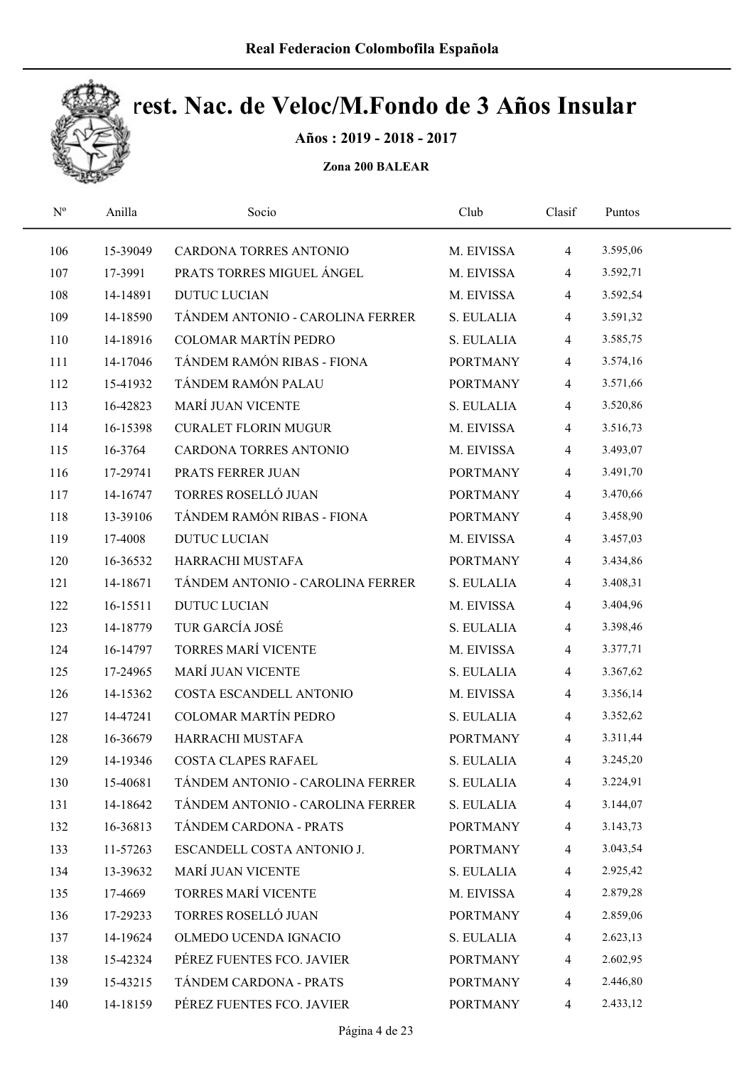# Real Federacion Colombofila Española

## rest. Nac. de Veloc/M.Fondo de 3 Años Insular

**Años : 2019 - 2018 - 2017**

**Zona 200 BALEAR**

| Nº | Anilla | Socio | Club | Clasif | Puntos |
|---|---|---|---|---|---|
| 106 | 15-39049 | CARDONA TORRES ANTONIO | M. EIVISSA | 4 | 3.595,06 |
| 107 | 17-3991 | PRATS TORRES MIGUEL ÁNGEL | M. EIVISSA | 4 | 3.592,71 |
| 108 | 14-14891 | DUTUC LUCIAN | M. EIVISSA | 4 | 3.592,54 |
| 109 | 14-18590 | TÁNDEM ANTONIO - CAROLINA FERRER | S. EULALIA | 4 | 3.591,32 |
| 110 | 14-18916 | COLOMAR MARTÍN PEDRO | S. EULALIA | 4 | 3.585,75 |
| 111 | 14-17046 | TÁNDEM RAMÓN RIBAS - FIONA | PORTMANY | 4 | 3.574,16 |
| 112 | 15-41932 | TÁNDEM RAMÓN PALAU | PORTMANY | 4 | 3.571,66 |
| 113 | 16-42823 | MARÍ JUAN VICENTE | S. EULALIA | 4 | 3.520,86 |
| 114 | 16-15398 | CURALET FLORIN MUGUR | M. EIVISSA | 4 | 3.516,73 |
| 115 | 16-3764 | CARDONA TORRES ANTONIO | M. EIVISSA | 4 | 3.493,07 |
| 116 | 17-29741 | PRATS FERRER JUAN | PORTMANY | 4 | 3.491,70 |
| 117 | 14-16747 | TORRES ROSELLÓ JUAN | PORTMANY | 4 | 3.470,66 |
| 118 | 13-39106 | TÁNDEM RAMÓN RIBAS - FIONA | PORTMANY | 4 | 3.458,90 |
| 119 | 17-4008 | DUTUC LUCIAN | M. EIVISSA | 4 | 3.457,03 |
| 120 | 16-36532 | HARRACHI MUSTAFA | PORTMANY | 4 | 3.434,86 |
| 121 | 14-18671 | TÁNDEM ANTONIO - CAROLINA FERRER | S. EULALIA | 4 | 3.408,31 |
| 122 | 16-15511 | DUTUC LUCIAN | M. EIVISSA | 4 | 3.404,96 |
| 123 | 14-18779 | TUR GARCÍA JOSÉ | S. EULALIA | 4 | 3.398,46 |
| 124 | 16-14797 | TORRES MARÍ VICENTE | M. EIVISSA | 4 | 3.377,71 |
| 125 | 17-24965 | MARÍ JUAN VICENTE | S. EULALIA | 4 | 3.367,62 |
| 126 | 14-15362 | COSTA ESCANDELL ANTONIO | M. EIVISSA | 4 | 3.356,14 |
| 127 | 14-47241 | COLOMAR MARTÍN PEDRO | S. EULALIA | 4 | 3.352,62 |
| 128 | 16-36679 | HARRACHI MUSTAFA | PORTMANY | 4 | 3.311,44 |
| 129 | 14-19346 | COSTA CLAPES RAFAEL | S. EULALIA | 4 | 3.245,20 |
| 130 | 15-40681 | TÁNDEM ANTONIO - CAROLINA FERRER | S. EULALIA | 4 | 3.224,91 |
| 131 | 14-18642 | TÁNDEM ANTONIO - CAROLINA FERRER | S. EULALIA | 4 | 3.144,07 |
| 132 | 16-36813 | TÁNDEM CARDONA - PRATS | PORTMANY | 4 | 3.143,73 |
| 133 | 11-57263 | ESCANDELL COSTA ANTONIO J. | PORTMANY | 4 | 3.043,54 |
| 134 | 13-39632 | MARÍ JUAN VICENTE | S. EULALIA | 4 | 2.925,42 |
| 135 | 17-4669 | TORRES MARÍ VICENTE | M. EIVISSA | 4 | 2.879,28 |
| 136 | 17-29233 | TORRES ROSELLÓ JUAN | PORTMANY | 4 | 2.859,06 |
| 137 | 14-19624 | OLMEDO UCENDA IGNACIO | S. EULALIA | 4 | 2.623,13 |
| 138 | 15-42324 | PÉREZ FUENTES FCO. JAVIER | PORTMANY | 4 | 2.602,95 |
| 139 | 15-43215 | TÁNDEM CARDONA - PRATS | PORTMANY | 4 | 2.446,80 |
| 140 | 14-18159 | PÉREZ FUENTES FCO. JAVIER | PORTMANY | 4 | 2.433,12 |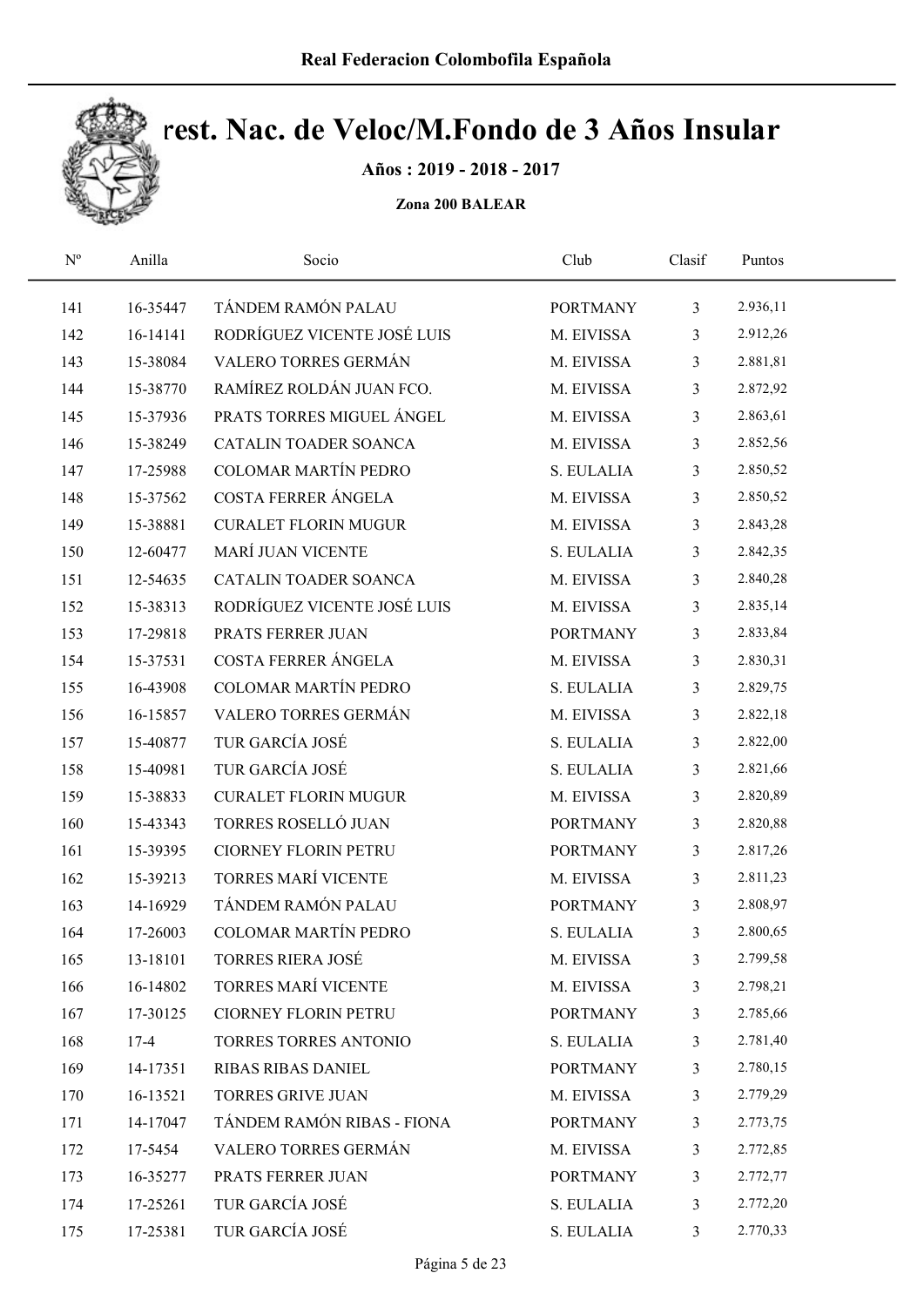# Real Federacion Colombofila Española

# rest. Nac. de Veloc/M.Fondo de 3 Años Insular

**Años : 2019 - 2018 - 2017**

**Zona 200 BALEAR**

| Nº | Anilla | Socio | Club | Clasif | Puntos |
|---|---|---|---|---|---|
| 141 | 16-35447 | TÁNDEM RAMÓN PALAU | PORTMANY | 3 | 2.936,11 |
| 142 | 16-14141 | RODRÍGUEZ VICENTE JOSÉ LUIS | M. EIVISSA | 3 | 2.912,26 |
| 143 | 15-38084 | VALERO TORRES GERMÁN | M. EIVISSA | 3 | 2.881,81 |
| 144 | 15-38770 | RAMÍREZ ROLDÁN JUAN FCO. | M. EIVISSA | 3 | 2.872,92 |
| 145 | 15-37936 | PRATS TORRES MIGUEL ÁNGEL | M. EIVISSA | 3 | 2.863,61 |
| 146 | 15-38249 | CATALIN TOADER SOANCA | M. EIVISSA | 3 | 2.852,56 |
| 147 | 17-25988 | COLOMAR MARTÍN PEDRO | S. EULALIA | 3 | 2.850,52 |
| 148 | 15-37562 | COSTA FERRER ÁNGELA | M. EIVISSA | 3 | 2.850,52 |
| 149 | 15-38881 | CURALET FLORIN MUGUR | M. EIVISSA | 3 | 2.843,28 |
| 150 | 12-60477 | MARÍ JUAN VICENTE | S. EULALIA | 3 | 2.842,35 |
| 151 | 12-54635 | CATALIN TOADER SOANCA | M. EIVISSA | 3 | 2.840,28 |
| 152 | 15-38313 | RODRÍGUEZ VICENTE JOSÉ LUIS | M. EIVISSA | 3 | 2.835,14 |
| 153 | 17-29818 | PRATS FERRER JUAN | PORTMANY | 3 | 2.833,84 |
| 154 | 15-37531 | COSTA FERRER ÁNGELA | M. EIVISSA | 3 | 2.830,31 |
| 155 | 16-43908 | COLOMAR MARTÍN PEDRO | S. EULALIA | 3 | 2.829,75 |
| 156 | 16-15857 | VALERO TORRES GERMÁN | M. EIVISSA | 3 | 2.822,18 |
| 157 | 15-40877 | TUR GARCÍA JOSÉ | S. EULALIA | 3 | 2.822,00 |
| 158 | 15-40981 | TUR GARCÍA JOSÉ | S. EULALIA | 3 | 2.821,66 |
| 159 | 15-38833 | CURALET FLORIN MUGUR | M. EIVISSA | 3 | 2.820,89 |
| 160 | 15-43343 | TORRES ROSELLÓ JUAN | PORTMANY | 3 | 2.820,88 |
| 161 | 15-39395 | CIORNEY FLORIN PETRU | PORTMANY | 3 | 2.817,26 |
| 162 | 15-39213 | TORRES MARÍ VICENTE | M. EIVISSA | 3 | 2.811,23 |
| 163 | 14-16929 | TÁNDEM RAMÓN PALAU | PORTMANY | 3 | 2.808,97 |
| 164 | 17-26003 | COLOMAR MARTÍN PEDRO | S. EULALIA | 3 | 2.800,65 |
| 165 | 13-18101 | TORRES RIERA JOSÉ | M. EIVISSA | 3 | 2.799,58 |
| 166 | 16-14802 | TORRES MARÍ VICENTE | M. EIVISSA | 3 | 2.798,21 |
| 167 | 17-30125 | CIORNEY FLORIN PETRU | PORTMANY | 3 | 2.785,66 |
| 168 | 17-4 | TORRES TORRES ANTONIO | S. EULALIA | 3 | 2.781,40 |
| 169 | 14-17351 | RIBAS RIBAS DANIEL | PORTMANY | 3 | 2.780,15 |
| 170 | 16-13521 | TORRES GRIVE JUAN | M. EIVISSA | 3 | 2.779,29 |
| 171 | 14-17047 | TÁNDEM RAMÓN RIBAS - FIONA | PORTMANY | 3 | 2.773,75 |
| 172 | 17-5454 | VALERO TORRES GERMÁN | M. EIVISSA | 3 | 2.772,85 |
| 173 | 16-35277 | PRATS FERRER JUAN | PORTMANY | 3 | 2.772,77 |
| 174 | 17-25261 | TUR GARCÍA JOSÉ | S. EULALIA | 3 | 2.772,20 |
| 175 | 17-25381 | TUR GARCÍA JOSÉ | S. EULALIA | 3 | 2.770,33 |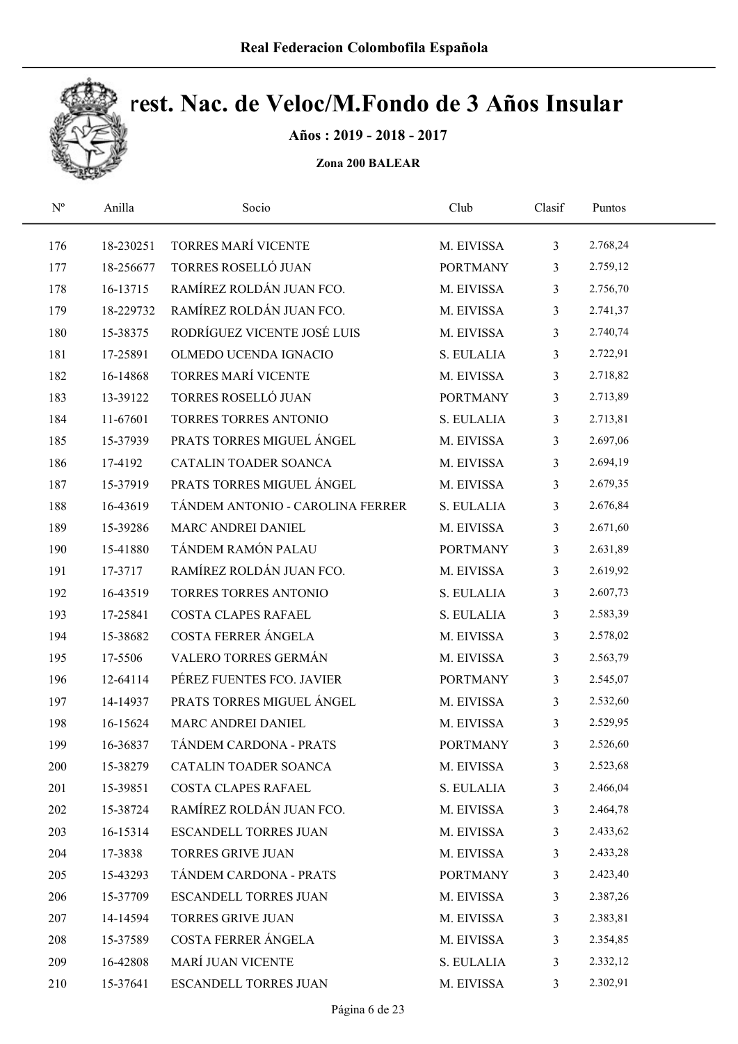Real Federacion Colombofila Española

# rest. Nac. de Veloc/M.Fondo de 3 Años Insular

**Años : 2019 - 2018 - 2017**

**Zona 200 BALEAR**

| Nº | Anilla | Socio | Club | Clasif | Puntos |
|---|---|---|---|---|---|
| 176 | 18-230251 | TORRES MARÍ VICENTE | M. EIVISSA | 3 | 2.768,24 |
| 177 | 18-256677 | TORRES ROSELLÓ JUAN | PORTMANY | 3 | 2.759,12 |
| 178 | 16-13715 | RAMÍREZ ROLDÁN JUAN FCO. | M. EIVISSA | 3 | 2.756,70 |
| 179 | 18-229732 | RAMÍREZ ROLDÁN JUAN FCO. | M. EIVISSA | 3 | 2.741,37 |
| 180 | 15-38375 | RODRÍGUEZ VICENTE JOSÉ LUIS | M. EIVISSA | 3 | 2.740,74 |
| 181 | 17-25891 | OLMEDO UCENDA IGNACIO | S. EULALIA | 3 | 2.722,91 |
| 182 | 16-14868 | TORRES MARÍ VICENTE | M. EIVISSA | 3 | 2.718,82 |
| 183 | 13-39122 | TORRES ROSELLÓ JUAN | PORTMANY | 3 | 2.713,89 |
| 184 | 11-67601 | TORRES TORRES ANTONIO | S. EULALIA | 3 | 2.713,81 |
| 185 | 15-37939 | PRATS TORRES MIGUEL ÁNGEL | M. EIVISSA | 3 | 2.697,06 |
| 186 | 17-4192 | CATALIN TOADER SOANCA | M. EIVISSA | 3 | 2.694,19 |
| 187 | 15-37919 | PRATS TORRES MIGUEL ÁNGEL | M. EIVISSA | 3 | 2.679,35 |
| 188 | 16-43619 | TÁNDEM ANTONIO - CAROLINA FERRER | S. EULALIA | 3 | 2.676,84 |
| 189 | 15-39286 | MARC ANDREI DANIEL | M. EIVISSA | 3 | 2.671,60 |
| 190 | 15-41880 | TÁNDEM RAMÓN PALAU | PORTMANY | 3 | 2.631,89 |
| 191 | 17-3717 | RAMÍREZ ROLDÁN JUAN FCO. | M. EIVISSA | 3 | 2.619,92 |
| 192 | 16-43519 | TORRES TORRES ANTONIO | S. EULALIA | 3 | 2.607,73 |
| 193 | 17-25841 | COSTA CLAPES RAFAEL | S. EULALIA | 3 | 2.583,39 |
| 194 | 15-38682 | COSTA FERRER ÁNGELA | M. EIVISSA | 3 | 2.578,02 |
| 195 | 17-5506 | VALERO TORRES GERMÁN | M. EIVISSA | 3 | 2.563,79 |
| 196 | 12-64114 | PÉREZ FUENTES FCO. JAVIER | PORTMANY | 3 | 2.545,07 |
| 197 | 14-14937 | PRATS TORRES MIGUEL ÁNGEL | M. EIVISSA | 3 | 2.532,60 |
| 198 | 16-15624 | MARC ANDREI DANIEL | M. EIVISSA | 3 | 2.529,95 |
| 199 | 16-36837 | TÁNDEM CARDONA - PRATS | PORTMANY | 3 | 2.526,60 |
| 200 | 15-38279 | CATALIN TOADER SOANCA | M. EIVISSA | 3 | 2.523,68 |
| 201 | 15-39851 | COSTA CLAPES RAFAEL | S. EULALIA | 3 | 2.466,04 |
| 202 | 15-38724 | RAMÍREZ ROLDÁN JUAN FCO. | M. EIVISSA | 3 | 2.464,78 |
| 203 | 16-15314 | ESCANDELL TORRES JUAN | M. EIVISSA | 3 | 2.433,62 |
| 204 | 17-3838 | TORRES GRIVE JUAN | M. EIVISSA | 3 | 2.433,28 |
| 205 | 15-43293 | TÁNDEM CARDONA - PRATS | PORTMANY | 3 | 2.423,40 |
| 206 | 15-37709 | ESCANDELL TORRES JUAN | M. EIVISSA | 3 | 2.387,26 |
| 207 | 14-14594 | TORRES GRIVE JUAN | M. EIVISSA | 3 | 2.383,81 |
| 208 | 15-37589 | COSTA FERRER ÁNGELA | M. EIVISSA | 3 | 2.354,85 |
| 209 | 16-42808 | MARÍ JUAN VICENTE | S. EULALIA | 3 | 2.332,12 |
| 210 | 15-37641 | ESCANDELL TORRES JUAN | M. EIVISSA | 3 | 2.302,91 |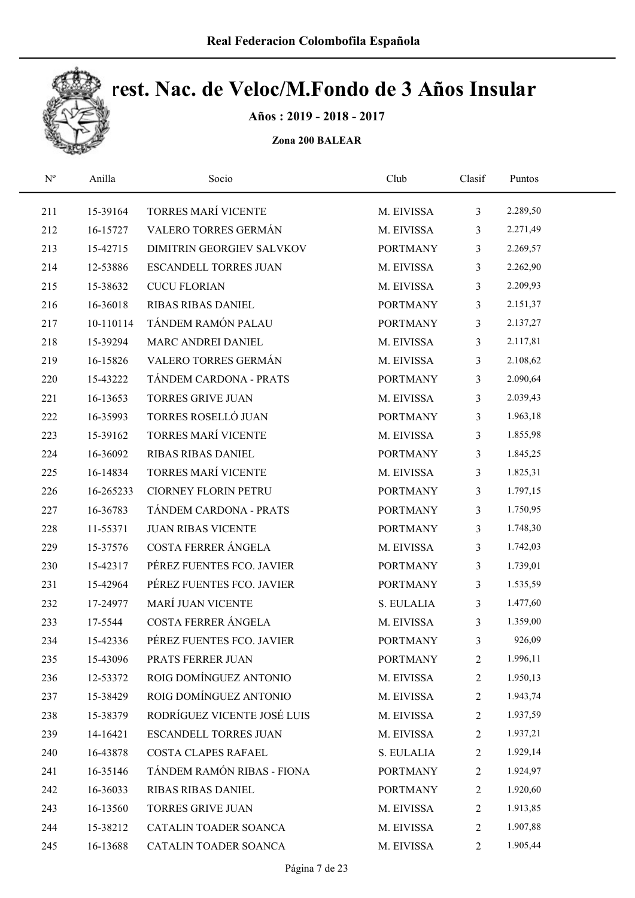# Real Federacion Colombofila Española

## Camp. Nac. de Veloc/M.Fondo de 3 Años Insular

**Años : 2019 - 2018 - 2017**

**Zona 200 BALEAR**

| Nº | Anilla | Socio | Club | Clasif | Puntos |
|---|---|---|---|---|---|
| 211 | 15-39164 | TORRES MARÍ VICENTE | M. EIVISSA | 3 | 2.289,50 |
| 212 | 16-15727 | VALERO TORRES GERMÁN | M. EIVISSA | 3 | 2.271,49 |
| 213 | 15-42715 | DIMITRIN GEORGIEV SALVKOV | PORTMANY | 3 | 2.269,57 |
| 214 | 12-53886 | ESCANDELL TORRES JUAN | M. EIVISSA | 3 | 2.262,90 |
| 215 | 15-38632 | CUCU FLORIAN | M. EIVISSA | 3 | 2.209,93 |
| 216 | 16-36018 | RIBAS RIBAS DANIEL | PORTMANY | 3 | 2.151,37 |
| 217 | 10-110114 | TÁNDEM RAMÓN PALAU | PORTMANY | 3 | 2.137,27 |
| 218 | 15-39294 | MARC ANDREI DANIEL | M. EIVISSA | 3 | 2.117,81 |
| 219 | 16-15826 | VALERO TORRES GERMÁN | M. EIVISSA | 3 | 2.108,62 |
| 220 | 15-43222 | TÁNDEM CARDONA - PRATS | PORTMANY | 3 | 2.090,64 |
| 221 | 16-13653 | TORRES GRIVE JUAN | M. EIVISSA | 3 | 2.039,43 |
| 222 | 16-35993 | TORRES ROSELLÓ JUAN | PORTMANY | 3 | 1.963,18 |
| 223 | 15-39162 | TORRES MARÍ VICENTE | M. EIVISSA | 3 | 1.855,98 |
| 224 | 16-36092 | RIBAS RIBAS DANIEL | PORTMANY | 3 | 1.845,25 |
| 225 | 16-14834 | TORRES MARÍ VICENTE | M. EIVISSA | 3 | 1.825,31 |
| 226 | 16-265233 | CIORNEY FLORIN PETRU | PORTMANY | 3 | 1.797,15 |
| 227 | 16-36783 | TÁNDEM CARDONA - PRATS | PORTMANY | 3 | 1.750,95 |
| 228 | 11-55371 | JUAN RIBAS VICENTE | PORTMANY | 3 | 1.748,30 |
| 229 | 15-37576 | COSTA FERRER ÁNGELA | M. EIVISSA | 3 | 1.742,03 |
| 230 | 15-42317 | PÉREZ FUENTES FCO. JAVIER | PORTMANY | 3 | 1.739,01 |
| 231 | 15-42964 | PÉREZ FUENTES FCO. JAVIER | PORTMANY | 3 | 1.535,59 |
| 232 | 17-24977 | MARÍ JUAN VICENTE | S. EULALIA | 3 | 1.477,60 |
| 233 | 17-5544 | COSTA FERRER ÁNGELA | M. EIVISSA | 3 | 1.359,00 |
| 234 | 15-42336 | PÉREZ FUENTES FCO. JAVIER | PORTMANY | 3 | 926,09 |
| 235 | 15-43096 | PRATS FERRER JUAN | PORTMANY | 2 | 1.996,11 |
| 236 | 12-53372 | ROIG DOMÍNGUEZ ANTONIO | M. EIVISSA | 2 | 1.950,13 |
| 237 | 15-38429 | ROIG DOMÍNGUEZ ANTONIO | M. EIVISSA | 2 | 1.943,74 |
| 238 | 15-38379 | RODRÍGUEZ VICENTE JOSÉ LUIS | M. EIVISSA | 2 | 1.937,59 |
| 239 | 14-16421 | ESCANDELL TORRES JUAN | M. EIVISSA | 2 | 1.937,21 |
| 240 | 16-43878 | COSTA CLAPES RAFAEL | S. EULALIA | 2 | 1.929,14 |
| 241 | 16-35146 | TÁNDEM RAMÓN RIBAS - FIONA | PORTMANY | 2 | 1.924,97 |
| 242 | 16-36033 | RIBAS RIBAS DANIEL | PORTMANY | 2 | 1.920,60 |
| 243 | 16-13560 | TORRES GRIVE JUAN | M. EIVISSA | 2 | 1.913,85 |
| 244 | 15-38212 | CATALIN TOADER SOANCA | M. EIVISSA | 2 | 1.907,88 |
| 245 | 16-13688 | CATALIN TOADER SOANCA | M. EIVISSA | 2 | 1.905,44 |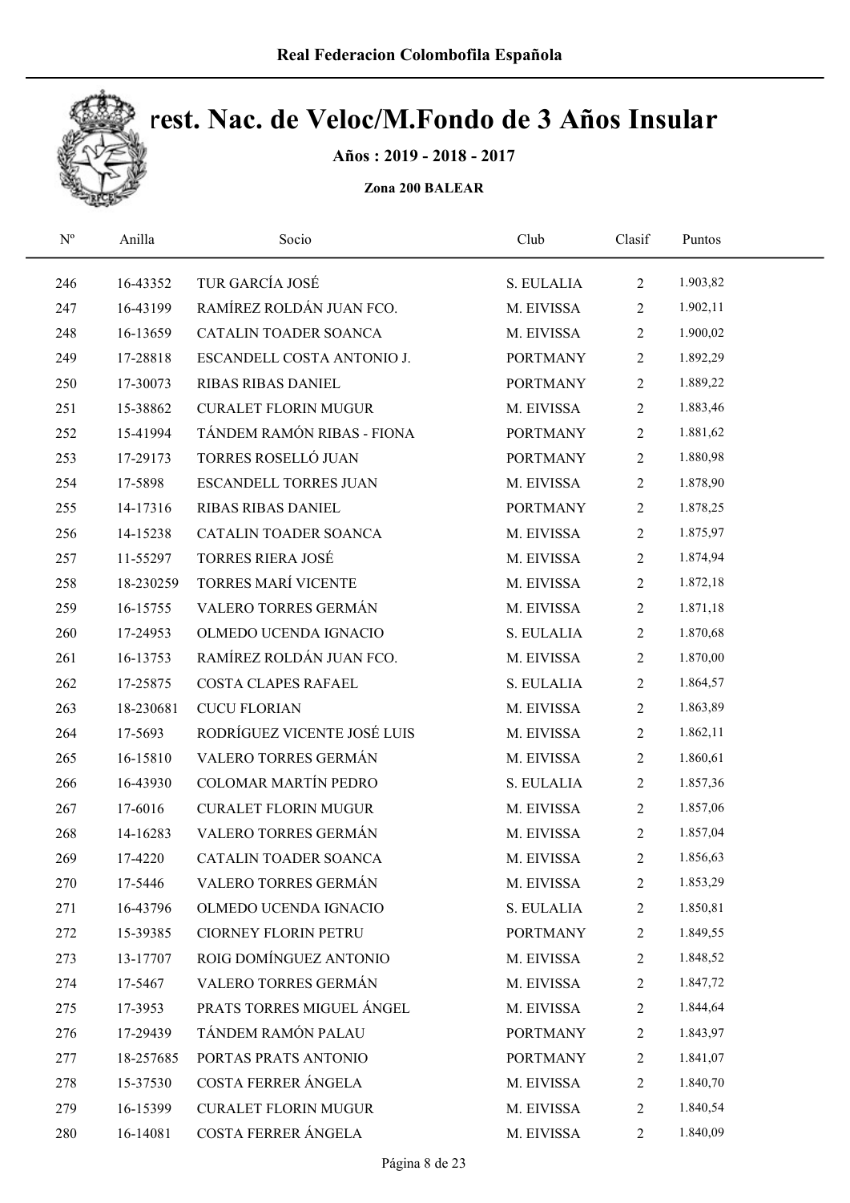# Real Federacion Colombofila Española

## rest. Nac. de Veloc/M.Fondo de 3 Años Insular

**Años : 2019 - 2018 - 2017**

**Zona 200 BALEAR**

| Nº | Anilla | Socio | Club | Clasif | Puntos |
|---|---|---|---|---|---|
| 246 | 16-43352 | TUR GARCÍA JOSÉ | S. EULALIA | 2 | 1.903,82 |
| 247 | 16-43199 | RAMÍREZ ROLDÁN JUAN FCO. | M. EIVISSA | 2 | 1.902,11 |
| 248 | 16-13659 | CATALIN TOADER SOANCA | M. EIVISSA | 2 | 1.900,02 |
| 249 | 17-28818 | ESCANDELL COSTA ANTONIO J. | PORTMANY | 2 | 1.892,29 |
| 250 | 17-30073 | RIBAS RIBAS DANIEL | PORTMANY | 2 | 1.889,22 |
| 251 | 15-38862 | CURALET FLORIN MUGUR | M. EIVISSA | 2 | 1.883,46 |
| 252 | 15-41994 | TÁNDEM RAMÓN RIBAS - FIONA | PORTMANY | 2 | 1.881,62 |
| 253 | 17-29173 | TORRES ROSELLÓ JUAN | PORTMANY | 2 | 1.880,98 |
| 254 | 17-5898 | ESCANDELL TORRES JUAN | M. EIVISSA | 2 | 1.878,90 |
| 255 | 14-17316 | RIBAS RIBAS DANIEL | PORTMANY | 2 | 1.878,25 |
| 256 | 14-15238 | CATALIN TOADER SOANCA | M. EIVISSA | 2 | 1.875,97 |
| 257 | 11-55297 | TORRES RIERA JOSÉ | M. EIVISSA | 2 | 1.874,94 |
| 258 | 18-230259 | TORRES MARÍ VICENTE | M. EIVISSA | 2 | 1.872,18 |
| 259 | 16-15755 | VALERO TORRES GERMÁN | M. EIVISSA | 2 | 1.871,18 |
| 260 | 17-24953 | OLMEDO UCENDA IGNACIO | S. EULALIA | 2 | 1.870,68 |
| 261 | 16-13753 | RAMÍREZ ROLDÁN JUAN FCO. | M. EIVISSA | 2 | 1.870,00 |
| 262 | 17-25875 | COSTA CLAPES RAFAEL | S. EULALIA | 2 | 1.864,57 |
| 263 | 18-230681 | CUCU FLORIAN | M. EIVISSA | 2 | 1.863,89 |
| 264 | 17-5693 | RODRÍGUEZ VICENTE JOSÉ LUIS | M. EIVISSA | 2 | 1.862,11 |
| 265 | 16-15810 | VALERO TORRES GERMÁN | M. EIVISSA | 2 | 1.860,61 |
| 266 | 16-43930 | COLOMAR MARTÍN PEDRO | S. EULALIA | 2 | 1.857,36 |
| 267 | 17-6016 | CURALET FLORIN MUGUR | M. EIVISSA | 2 | 1.857,06 |
| 268 | 14-16283 | VALERO TORRES GERMÁN | M. EIVISSA | 2 | 1.857,04 |
| 269 | 17-4220 | CATALIN TOADER SOANCA | M. EIVISSA | 2 | 1.856,63 |
| 270 | 17-5446 | VALERO TORRES GERMÁN | M. EIVISSA | 2 | 1.853,29 |
| 271 | 16-43796 | OLMEDO UCENDA IGNACIO | S. EULALIA | 2 | 1.850,81 |
| 272 | 15-39385 | CIORNEY FLORIN PETRU | PORTMANY | 2 | 1.849,55 |
| 273 | 13-17707 | ROIG DOMÍNGUEZ ANTONIO | M. EIVISSA | 2 | 1.848,52 |
| 274 | 17-5467 | VALERO TORRES GERMÁN | M. EIVISSA | 2 | 1.847,72 |
| 275 | 17-3953 | PRATS TORRES MIGUEL ÁNGEL | M. EIVISSA | 2 | 1.844,64 |
| 276 | 17-29439 | TÁNDEM RAMÓN PALAU | PORTMANY | 2 | 1.843,97 |
| 277 | 18-257685 | PORTAS PRATS ANTONIO | PORTMANY | 2 | 1.841,07 |
| 278 | 15-37530 | COSTA FERRER ÁNGELA | M. EIVISSA | 2 | 1.840,70 |
| 279 | 16-15399 | CURALET FLORIN MUGUR | M. EIVISSA | 2 | 1.840,54 |
| 280 | 16-14081 | COSTA FERRER ÁNGELA | M. EIVISSA | 2 | 1.840,09 |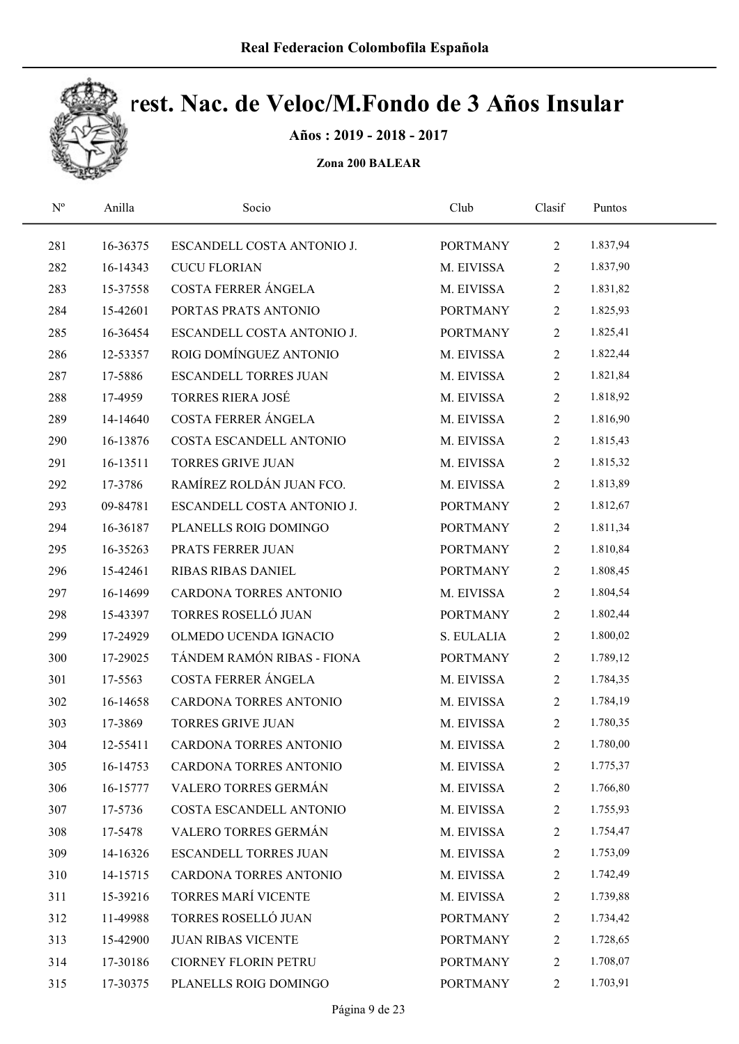# Campeonato Nac. de Veloc/M.Fondo de 3 Años Insular

**Años : 2019 - 2018 - 2017**

**Zona 200 BALEAR**

| Nº | Anilla | Socio | Club | Clasif | Puntos |
|---|---|---|---|---|---|
| 281 | 16-36375 | ESCANDELL COSTA ANTONIO J. | PORTMANY | 2 | 1.837,94 |
| 282 | 16-14343 | CUCU FLORIAN | M. EIVISSA | 2 | 1.837,90 |
| 283 | 15-37558 | COSTA FERRER ÁNGELA | M. EIVISSA | 2 | 1.831,82 |
| 284 | 15-42601 | PORTAS PRATS ANTONIO | PORTMANY | 2 | 1.825,93 |
| 285 | 16-36454 | ESCANDELL COSTA ANTONIO J. | PORTMANY | 2 | 1.825,41 |
| 286 | 12-53357 | ROIG DOMÍNGUEZ ANTONIO | M. EIVISSA | 2 | 1.822,44 |
| 287 | 17-5886 | ESCANDELL TORRES JUAN | M. EIVISSA | 2 | 1.821,84 |
| 288 | 17-4959 | TORRES RIERA JOSÉ | M. EIVISSA | 2 | 1.818,92 |
| 289 | 14-14640 | COSTA FERRER ÁNGELA | M. EIVISSA | 2 | 1.816,90 |
| 290 | 16-13876 | COSTA ESCANDELL ANTONIO | M. EIVISSA | 2 | 1.815,43 |
| 291 | 16-13511 | TORRES GRIVE JUAN | M. EIVISSA | 2 | 1.815,32 |
| 292 | 17-3786 | RAMÍREZ ROLDÁN JUAN FCO. | M. EIVISSA | 2 | 1.813,89 |
| 293 | 09-84781 | ESCANDELL COSTA ANTONIO J. | PORTMANY | 2 | 1.812,67 |
| 294 | 16-36187 | PLANELLS ROIG DOMINGO | PORTMANY | 2 | 1.811,34 |
| 295 | 16-35263 | PRATS FERRER JUAN | PORTMANY | 2 | 1.810,84 |
| 296 | 15-42461 | RIBAS RIBAS DANIEL | PORTMANY | 2 | 1.808,45 |
| 297 | 16-14699 | CARDONA TORRES ANTONIO | M. EIVISSA | 2 | 1.804,54 |
| 298 | 15-43397 | TORRES ROSELLÓ JUAN | PORTMANY | 2 | 1.802,44 |
| 299 | 17-24929 | OLMEDO UCENDA IGNACIO | S. EULALIA | 2 | 1.800,02 |
| 300 | 17-29025 | TÁNDEM RAMÓN RIBAS - FIONA | PORTMANY | 2 | 1.789,12 |
| 301 | 17-5563 | COSTA FERRER ÁNGELA | M. EIVISSA | 2 | 1.784,35 |
| 302 | 16-14658 | CARDONA TORRES ANTONIO | M. EIVISSA | 2 | 1.784,19 |
| 303 | 17-3869 | TORRES GRIVE JUAN | M. EIVISSA | 2 | 1.780,35 |
| 304 | 12-55411 | CARDONA TORRES ANTONIO | M. EIVISSA | 2 | 1.780,00 |
| 305 | 16-14753 | CARDONA TORRES ANTONIO | M. EIVISSA | 2 | 1.775,37 |
| 306 | 16-15777 | VALERO TORRES GERMÁN | M. EIVISSA | 2 | 1.766,80 |
| 307 | 17-5736 | COSTA ESCANDELL ANTONIO | M. EIVISSA | 2 | 1.755,93 |
| 308 | 17-5478 | VALERO TORRES GERMÁN | M. EIVISSA | 2 | 1.754,47 |
| 309 | 14-16326 | ESCANDELL TORRES JUAN | M. EIVISSA | 2 | 1.753,09 |
| 310 | 14-15715 | CARDONA TORRES ANTONIO | M. EIVISSA | 2 | 1.742,49 |
| 311 | 15-39216 | TORRES MARÍ VICENTE | M. EIVISSA | 2 | 1.739,88 |
| 312 | 11-49988 | TORRES ROSELLÓ JUAN | PORTMANY | 2 | 1.734,42 |
| 313 | 15-42900 | JUAN RIBAS VICENTE | PORTMANY | 2 | 1.728,65 |
| 314 | 17-30186 | CIORNEY FLORIN PETRU | PORTMANY | 2 | 1.708,07 |
| 315 | 17-30375 | PLANELLS ROIG DOMINGO | PORTMANY | 2 | 1.703,91 |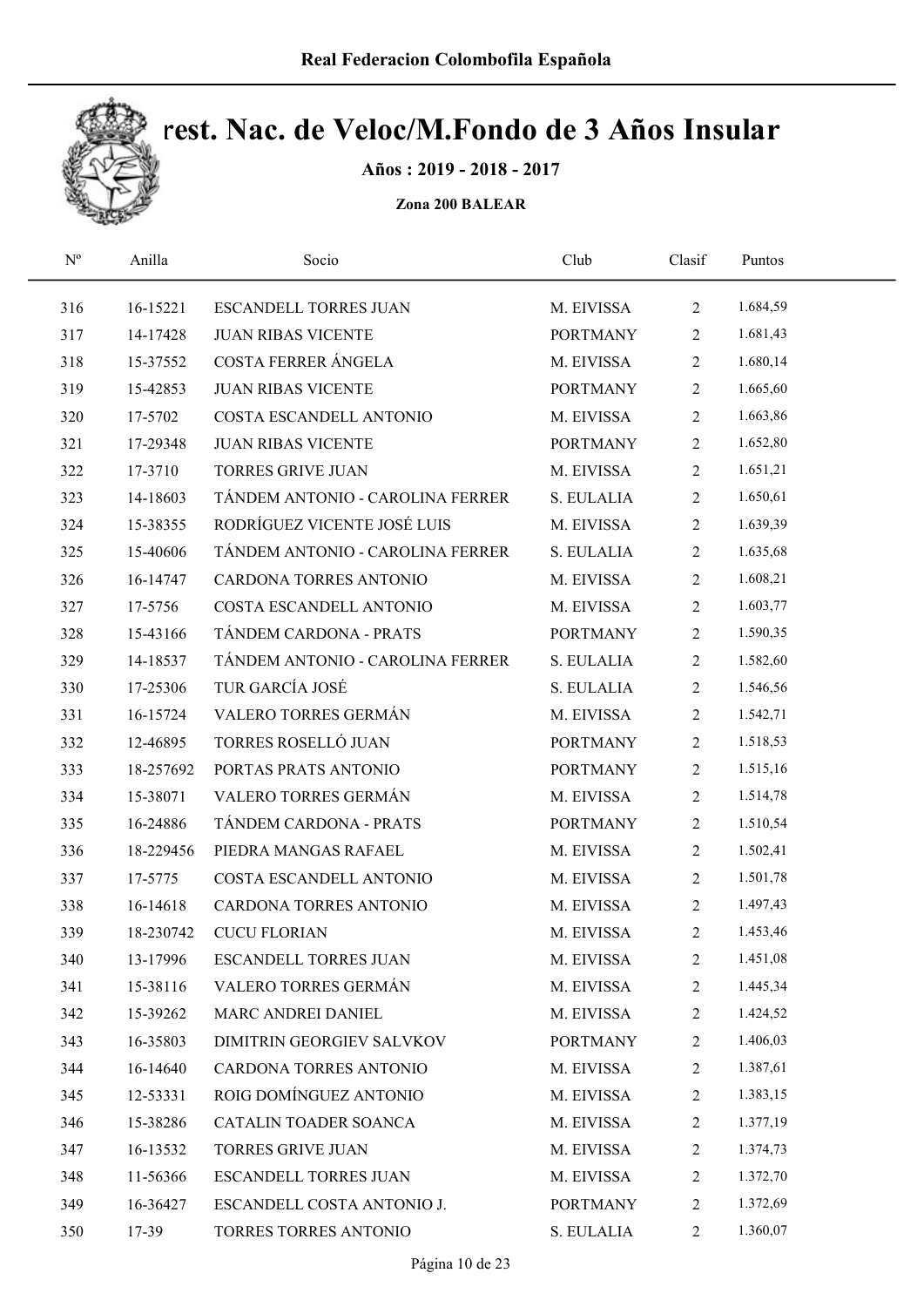# rest. Nac. de Veloc/M.Fondo de 3 Años Insular

**Años : 2019 - 2018 - 2017**

**Zona 200 BALEAR**

| Nº | Anilla | Socio | Club | Clasif | Puntos |
|---|---|---|---|---|---|
| 316 | 16-15221 | ESCANDELL TORRES JUAN | M. EIVISSA | 2 | 1.684,59 |
| 317 | 14-17428 | JUAN RIBAS VICENTE | PORTMANY | 2 | 1.681,43 |
| 318 | 15-37552 | COSTA FERRER ÁNGELA | M. EIVISSA | 2 | 1.680,14 |
| 319 | 15-42853 | JUAN RIBAS VICENTE | PORTMANY | 2 | 1.665,60 |
| 320 | 17-5702 | COSTA ESCANDELL ANTONIO | M. EIVISSA | 2 | 1.663,86 |
| 321 | 17-29348 | JUAN RIBAS VICENTE | PORTMANY | 2 | 1.652,80 |
| 322 | 17-3710 | TORRES GRIVE JUAN | M. EIVISSA | 2 | 1.651,21 |
| 323 | 14-18603 | TÁNDEM ANTONIO - CAROLINA FERRER | S. EULALIA | 2 | 1.650,61 |
| 324 | 15-38355 | RODRÍGUEZ VICENTE JOSÉ LUIS | M. EIVISSA | 2 | 1.639,39 |
| 325 | 15-40606 | TÁNDEM ANTONIO - CAROLINA FERRER | S. EULALIA | 2 | 1.635,68 |
| 326 | 16-14747 | CARDONA TORRES ANTONIO | M. EIVISSA | 2 | 1.608,21 |
| 327 | 17-5756 | COSTA ESCANDELL ANTONIO | M. EIVISSA | 2 | 1.603,77 |
| 328 | 15-43166 | TÁNDEM CARDONA - PRATS | PORTMANY | 2 | 1.590,35 |
| 329 | 14-18537 | TÁNDEM ANTONIO - CAROLINA FERRER | S. EULALIA | 2 | 1.582,60 |
| 330 | 17-25306 | TUR GARCÍA JOSÉ | S. EULALIA | 2 | 1.546,56 |
| 331 | 16-15724 | VALERO TORRES GERMÁN | M. EIVISSA | 2 | 1.542,71 |
| 332 | 12-46895 | TORRES ROSELLÓ JUAN | PORTMANY | 2 | 1.518,53 |
| 333 | 18-257692 | PORTAS PRATS ANTONIO | PORTMANY | 2 | 1.515,16 |
| 334 | 15-38071 | VALERO TORRES GERMÁN | M. EIVISSA | 2 | 1.514,78 |
| 335 | 16-24886 | TÁNDEM CARDONA - PRATS | PORTMANY | 2 | 1.510,54 |
| 336 | 18-229456 | PIEDRA MANGAS RAFAEL | M. EIVISSA | 2 | 1.502,41 |
| 337 | 17-5775 | COSTA ESCANDELL ANTONIO | M. EIVISSA | 2 | 1.501,78 |
| 338 | 16-14618 | CARDONA TORRES ANTONIO | M. EIVISSA | 2 | 1.497,43 |
| 339 | 18-230742 | CUCU FLORIAN | M. EIVISSA | 2 | 1.453,46 |
| 340 | 13-17996 | ESCANDELL TORRES JUAN | M. EIVISSA | 2 | 1.451,08 |
| 341 | 15-38116 | VALERO TORRES GERMÁN | M. EIVISSA | 2 | 1.445,34 |
| 342 | 15-39262 | MARC ANDREI DANIEL | M. EIVISSA | 2 | 1.424,52 |
| 343 | 16-35803 | DIMITRIN GEORGIEV SALVKOV | PORTMANY | 2 | 1.406,03 |
| 344 | 16-14640 | CARDONA TORRES ANTONIO | M. EIVISSA | 2 | 1.387,61 |
| 345 | 12-53331 | ROIG DOMÍNGUEZ ANTONIO | M. EIVISSA | 2 | 1.383,15 |
| 346 | 15-38286 | CATALIN TOADER SOANCA | M. EIVISSA | 2 | 1.377,19 |
| 347 | 16-13532 | TORRES GRIVE JUAN | M. EIVISSA | 2 | 1.374,73 |
| 348 | 11-56366 | ESCANDELL TORRES JUAN | M. EIVISSA | 2 | 1.372,70 |
| 349 | 16-36427 | ESCANDELL COSTA ANTONIO J. | PORTMANY | 2 | 1.372,69 |
| 350 | 17-39 | TORRES TORRES ANTONIO | S. EULALIA | 2 | 1.360,07 |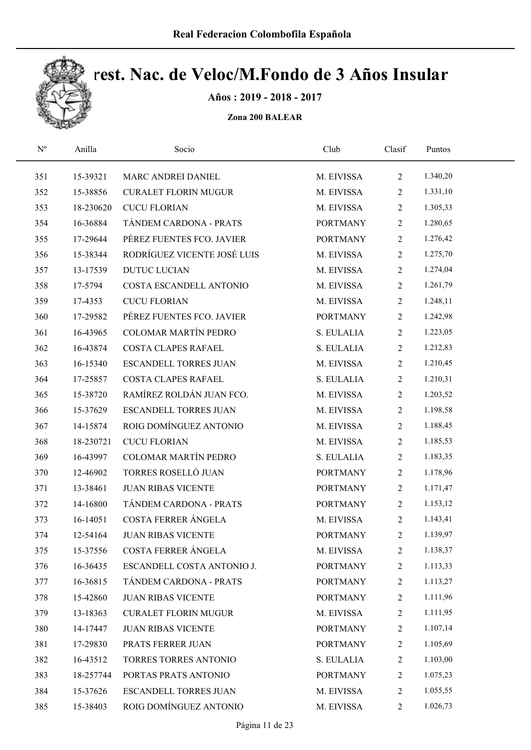# Real Federacion Colombofila Española

## rest. Nac. de Veloc/M.Fondo de 3 Años Insular

**Años : 2019 - 2018 - 2017**

**Zona 200 BALEAR**

| Nº | Anilla | Socio | Club | Clasif | Puntos |
|---|---|---|---|---|---|
| 351 | 15-39321 | MARC ANDREI DANIEL | M. EIVISSA | 2 | 1.340,20 |
| 352 | 15-38856 | CURALET FLORIN MUGUR | M. EIVISSA | 2 | 1.331,10 |
| 353 | 18-230620 | CUCU FLORIAN | M. EIVISSA | 2 | 1.305,33 |
| 354 | 16-36884 | TÁNDEM CARDONA - PRATS | PORTMANY | 2 | 1.280,65 |
| 355 | 17-29644 | PÉREZ FUENTES FCO. JAVIER | PORTMANY | 2 | 1.276,42 |
| 356 | 15-38344 | RODRÍGUEZ VICENTE JOSÉ LUIS | M. EIVISSA | 2 | 1.275,70 |
| 357 | 13-17539 | DUTUC LUCIAN | M. EIVISSA | 2 | 1.274,04 |
| 358 | 17-5794 | COSTA ESCANDELL ANTONIO | M. EIVISSA | 2 | 1.261,79 |
| 359 | 17-4353 | CUCU FLORIAN | M. EIVISSA | 2 | 1.248,11 |
| 360 | 17-29582 | PÉREZ FUENTES FCO. JAVIER | PORTMANY | 2 | 1.242,98 |
| 361 | 16-43965 | COLOMAR MARTÍN PEDRO | S. EULALIA | 2 | 1.223,05 |
| 362 | 16-43874 | COSTA CLAPES RAFAEL | S. EULALIA | 2 | 1.212,83 |
| 363 | 16-15340 | ESCANDELL TORRES JUAN | M. EIVISSA | 2 | 1.210,45 |
| 364 | 17-25857 | COSTA CLAPES RAFAEL | S. EULALIA | 2 | 1.210,31 |
| 365 | 15-38720 | RAMÍREZ ROLDÁN JUAN FCO. | M. EIVISSA | 2 | 1.203,52 |
| 366 | 15-37629 | ESCANDELL TORRES JUAN | M. EIVISSA | 2 | 1.198,58 |
| 367 | 14-15874 | ROIG DOMÍNGUEZ ANTONIO | M. EIVISSA | 2 | 1.188,45 |
| 368 | 18-230721 | CUCU FLORIAN | M. EIVISSA | 2 | 1.185,53 |
| 369 | 16-43997 | COLOMAR MARTÍN PEDRO | S. EULALIA | 2 | 1.183,35 |
| 370 | 12-46902 | TORRES ROSELLÓ JUAN | PORTMANY | 2 | 1.178,96 |
| 371 | 13-38461 | JUAN RIBAS VICENTE | PORTMANY | 2 | 1.171,47 |
| 372 | 14-16800 | TÁNDEM CARDONA - PRATS | PORTMANY | 2 | 1.153,12 |
| 373 | 16-14051 | COSTA FERRER ÁNGELA | M. EIVISSA | 2 | 1.143,41 |
| 374 | 12-54164 | JUAN RIBAS VICENTE | PORTMANY | 2 | 1.139,97 |
| 375 | 15-37556 | COSTA FERRER ÁNGELA | M. EIVISSA | 2 | 1.138,37 |
| 376 | 16-36435 | ESCANDELL COSTA ANTONIO J. | PORTMANY | 2 | 1.113,33 |
| 377 | 16-36815 | TÁNDEM CARDONA - PRATS | PORTMANY | 2 | 1.113,27 |
| 378 | 15-42860 | JUAN RIBAS VICENTE | PORTMANY | 2 | 1.111,96 |
| 379 | 13-18363 | CURALET FLORIN MUGUR | M. EIVISSA | 2 | 1.111,95 |
| 380 | 14-17447 | JUAN RIBAS VICENTE | PORTMANY | 2 | 1.107,14 |
| 381 | 17-29830 | PRATS FERRER JUAN | PORTMANY | 2 | 1.105,69 |
| 382 | 16-43512 | TORRES TORRES ANTONIO | S. EULALIA | 2 | 1.103,00 |
| 383 | 18-257744 | PORTAS PRATS ANTONIO | PORTMANY | 2 | 1.075,23 |
| 384 | 15-37626 | ESCANDELL TORRES JUAN | M. EIVISSA | 2 | 1.055,55 |
| 385 | 15-38403 | ROIG DOMÍNGUEZ ANTONIO | M. EIVISSA | 2 | 1.026,73 |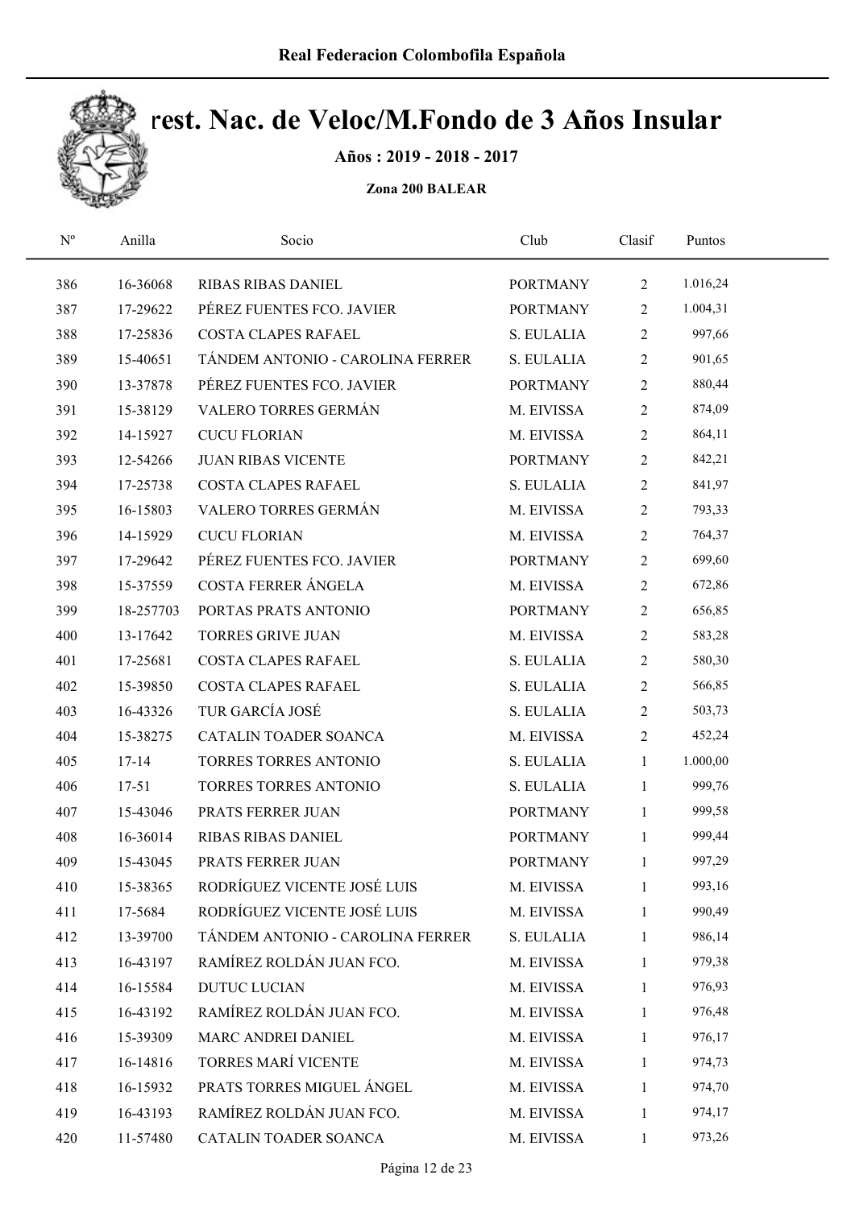# Real Federacion Colombofila Española

# rest. Nac. de Veloc/M.Fondo de 3 Años Insular

**Años : 2019 - 2018 - 2017**

**Zona 200 BALEAR**

| Nº | Anilla | Socio | Club | Clasif | Puntos |
|---|---|---|---|---|---|
| 386 | 16-36068 | RIBAS RIBAS DANIEL | PORTMANY | 2 | 1.016,24 |
| 387 | 17-29622 | PÉREZ FUENTES FCO. JAVIER | PORTMANY | 2 | 1.004,31 |
| 388 | 17-25836 | COSTA CLAPES RAFAEL | S. EULALIA | 2 | 997,66 |
| 389 | 15-40651 | TÁNDEM ANTONIO - CAROLINA FERRER | S. EULALIA | 2 | 901,65 |
| 390 | 13-37878 | PÉREZ FUENTES FCO. JAVIER | PORTMANY | 2 | 880,44 |
| 391 | 15-38129 | VALERO TORRES GERMÁN | M. EIVISSA | 2 | 874,09 |
| 392 | 14-15927 | CUCU FLORIAN | M. EIVISSA | 2 | 864,11 |
| 393 | 12-54266 | JUAN RIBAS VICENTE | PORTMANY | 2 | 842,21 |
| 394 | 17-25738 | COSTA CLAPES RAFAEL | S. EULALIA | 2 | 841,97 |
| 395 | 16-15803 | VALERO TORRES GERMÁN | M. EIVISSA | 2 | 793,33 |
| 396 | 14-15929 | CUCU FLORIAN | M. EIVISSA | 2 | 764,37 |
| 397 | 17-29642 | PÉREZ FUENTES FCO. JAVIER | PORTMANY | 2 | 699,60 |
| 398 | 15-37559 | COSTA FERRER ÁNGELA | M. EIVISSA | 2 | 672,86 |
| 399 | 18-257703 | PORTAS PRATS ANTONIO | PORTMANY | 2 | 656,85 |
| 400 | 13-17642 | TORRES GRIVE JUAN | M. EIVISSA | 2 | 583,28 |
| 401 | 17-25681 | COSTA CLAPES RAFAEL | S. EULALIA | 2 | 580,30 |
| 402 | 15-39850 | COSTA CLAPES RAFAEL | S. EULALIA | 2 | 566,85 |
| 403 | 16-43326 | TUR GARCÍA JOSÉ | S. EULALIA | 2 | 503,73 |
| 404 | 15-38275 | CATALIN TOADER SOANCA | M. EIVISSA | 2 | 452,24 |
| 405 | 17-14 | TORRES TORRES ANTONIO | S. EULALIA | 1 | 1.000,00 |
| 406 | 17-51 | TORRES TORRES ANTONIO | S. EULALIA | 1 | 999,76 |
| 407 | 15-43046 | PRATS FERRER JUAN | PORTMANY | 1 | 999,58 |
| 408 | 16-36014 | RIBAS RIBAS DANIEL | PORTMANY | 1 | 999,44 |
| 409 | 15-43045 | PRATS FERRER JUAN | PORTMANY | 1 | 997,29 |
| 410 | 15-38365 | RODRÍGUEZ VICENTE JOSÉ LUIS | M. EIVISSA | 1 | 993,16 |
| 411 | 17-5684 | RODRÍGUEZ VICENTE JOSÉ LUIS | M. EIVISSA | 1 | 990,49 |
| 412 | 13-39700 | TÁNDEM ANTONIO - CAROLINA FERRER | S. EULALIA | 1 | 986,14 |
| 413 | 16-43197 | RAMÍREZ ROLDÁN JUAN FCO. | M. EIVISSA | 1 | 979,38 |
| 414 | 16-15584 | DUTUC LUCIAN | M. EIVISSA | 1 | 976,93 |
| 415 | 16-43192 | RAMÍREZ ROLDÁN JUAN FCO. | M. EIVISSA | 1 | 976,48 |
| 416 | 15-39309 | MARC ANDREI DANIEL | M. EIVISSA | 1 | 976,17 |
| 417 | 16-14816 | TORRES MARÍ VICENTE | M. EIVISSA | 1 | 974,73 |
| 418 | 16-15932 | PRATS TORRES MIGUEL ÁNGEL | M. EIVISSA | 1 | 974,70 |
| 419 | 16-43193 | RAMÍREZ ROLDÁN JUAN FCO. | M. EIVISSA | 1 | 974,17 |
| 420 | 11-57480 | CATALIN TOADER SOANCA | M. EIVISSA | 1 | 973,26 |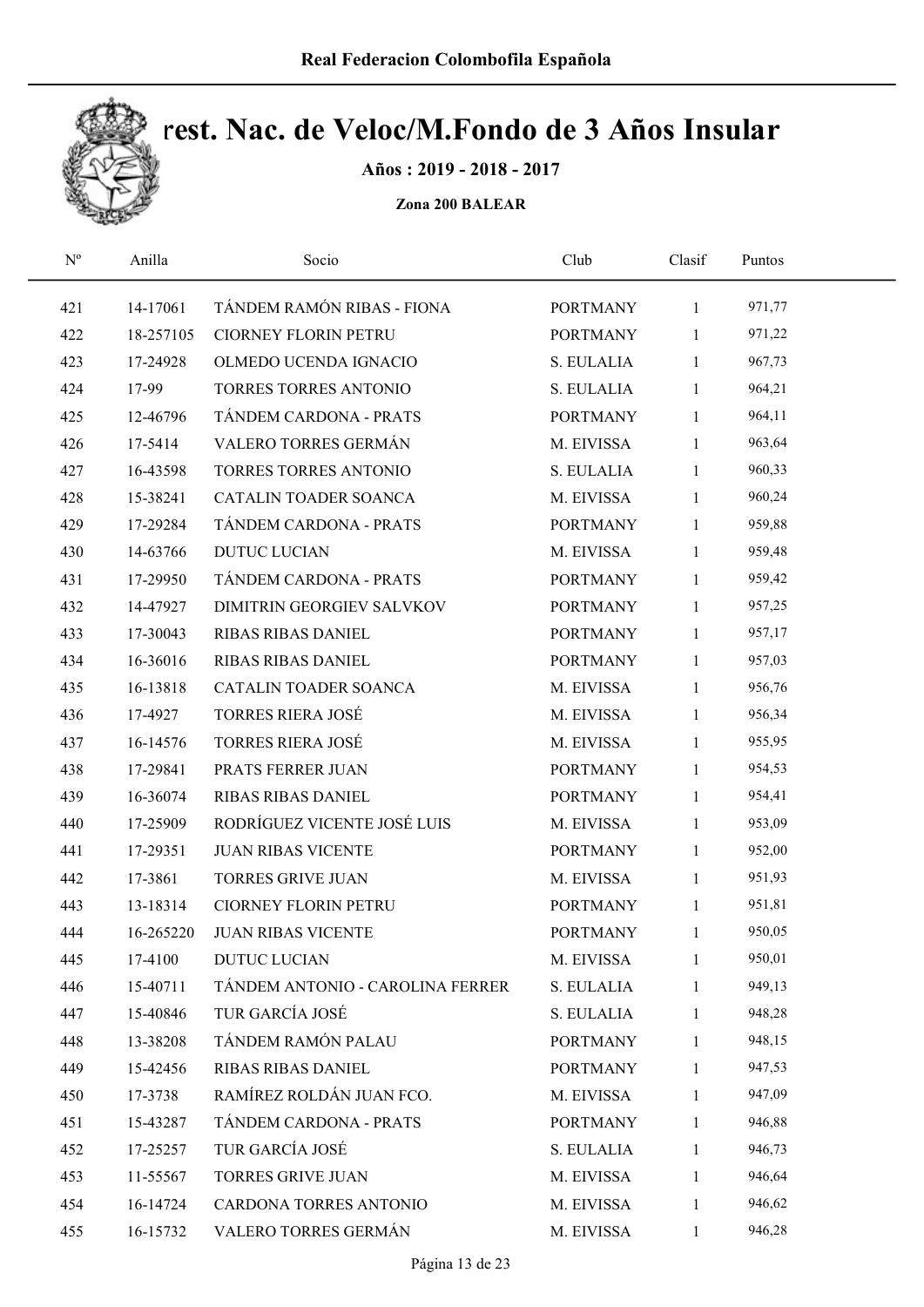Real Federacion Colombofila Española

# rest. Nac. de Veloc/M.Fondo de 3 Años Insular

**Años : 2019 - 2018 - 2017**

**Zona 200 BALEAR**

| Nº | Anilla | Socio | Club | Clasif | Puntos |
|---|---|---|---|---|---|
| 421 | 14-17061 | TÁNDEM RAMÓN RIBAS - FIONA | PORTMANY | 1 | 971,77 |
| 422 | 18-257105 | CIORNEY FLORIN PETRU | PORTMANY | 1 | 971,22 |
| 423 | 17-24928 | OLMEDO UCENDA IGNACIO | S. EULALIA | 1 | 967,73 |
| 424 | 17-99 | TORRES TORRES ANTONIO | S. EULALIA | 1 | 964,21 |
| 425 | 12-46796 | TÁNDEM CARDONA - PRATS | PORTMANY | 1 | 964,11 |
| 426 | 17-5414 | VALERO TORRES GERMÁN | M. EIVISSA | 1 | 963,64 |
| 427 | 16-43598 | TORRES TORRES ANTONIO | S. EULALIA | 1 | 960,33 |
| 428 | 15-38241 | CATALIN TOADER SOANCA | M. EIVISSA | 1 | 960,24 |
| 429 | 17-29284 | TÁNDEM CARDONA - PRATS | PORTMANY | 1 | 959,88 |
| 430 | 14-63766 | DUTUC LUCIAN | M. EIVISSA | 1 | 959,48 |
| 431 | 17-29950 | TÁNDEM CARDONA - PRATS | PORTMANY | 1 | 959,42 |
| 432 | 14-47927 | DIMITRIN GEORGIEV SALVKOV | PORTMANY | 1 | 957,25 |
| 433 | 17-30043 | RIBAS RIBAS DANIEL | PORTMANY | 1 | 957,17 |
| 434 | 16-36016 | RIBAS RIBAS DANIEL | PORTMANY | 1 | 957,03 |
| 435 | 16-13818 | CATALIN TOADER SOANCA | M. EIVISSA | 1 | 956,76 |
| 436 | 17-4927 | TORRES RIERA JOSÉ | M. EIVISSA | 1 | 956,34 |
| 437 | 16-14576 | TORRES RIERA JOSÉ | M. EIVISSA | 1 | 955,95 |
| 438 | 17-29841 | PRATS FERRER JUAN | PORTMANY | 1 | 954,53 |
| 439 | 16-36074 | RIBAS RIBAS DANIEL | PORTMANY | 1 | 954,41 |
| 440 | 17-25909 | RODRÍGUEZ VICENTE JOSÉ LUIS | M. EIVISSA | 1 | 953,09 |
| 441 | 17-29351 | JUAN RIBAS VICENTE | PORTMANY | 1 | 952,00 |
| 442 | 17-3861 | TORRES GRIVE JUAN | M. EIVISSA | 1 | 951,93 |
| 443 | 13-18314 | CIORNEY FLORIN PETRU | PORTMANY | 1 | 951,81 |
| 444 | 16-265220 | JUAN RIBAS VICENTE | PORTMANY | 1 | 950,05 |
| 445 | 17-4100 | DUTUC LUCIAN | M. EIVISSA | 1 | 950,01 |
| 446 | 15-40711 | TÁNDEM ANTONIO - CAROLINA FERRER | S. EULALIA | 1 | 949,13 |
| 447 | 15-40846 | TUR GARCÍA JOSÉ | S. EULALIA | 1 | 948,28 |
| 448 | 13-38208 | TÁNDEM RAMÓN PALAU | PORTMANY | 1 | 948,15 |
| 449 | 15-42456 | RIBAS RIBAS DANIEL | PORTMANY | 1 | 947,53 |
| 450 | 17-3738 | RAMÍREZ ROLDÁN JUAN FCO. | M. EIVISSA | 1 | 947,09 |
| 451 | 15-43287 | TÁNDEM CARDONA - PRATS | PORTMANY | 1 | 946,88 |
| 452 | 17-25257 | TUR GARCÍA JOSÉ | S. EULALIA | 1 | 946,73 |
| 453 | 11-55567 | TORRES GRIVE JUAN | M. EIVISSA | 1 | 946,64 |
| 454 | 16-14724 | CARDONA TORRES ANTONIO | M. EIVISSA | 1 | 946,62 |
| 455 | 16-15732 | VALERO TORRES GERMÁN | M. EIVISSA | 1 | 946,28 |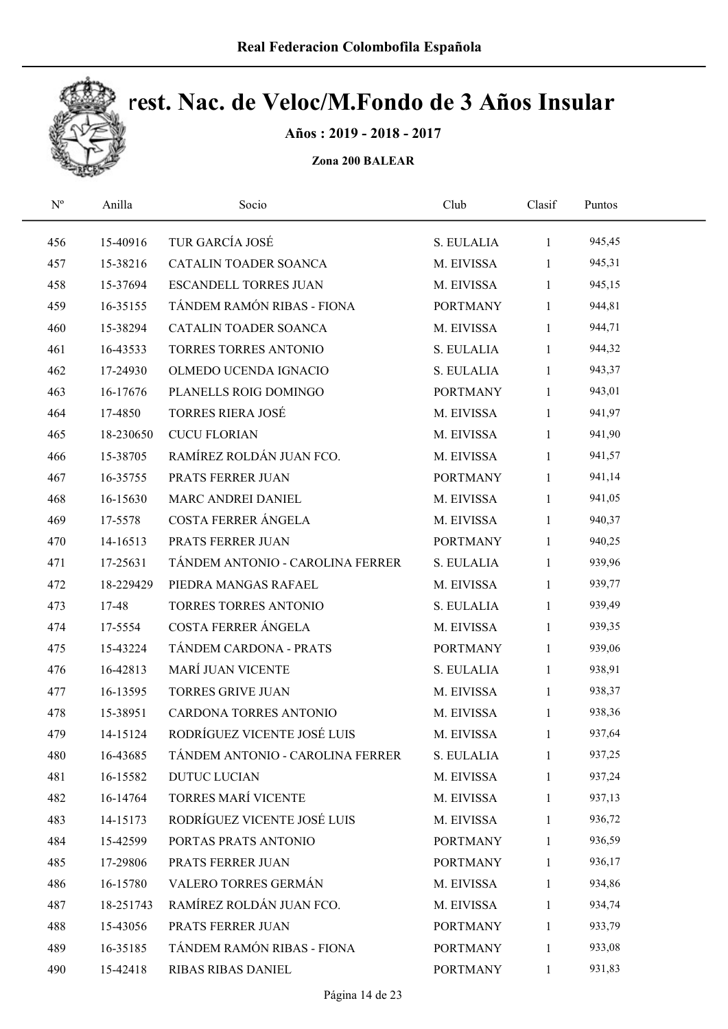# rest. Nac. de Veloc/M.Fondo de 3 Años Insular

**Años : 2019 - 2018 - 2017**

**Zona 200 BALEAR**

| Nº | Anilla | Socio | Club | Clasif | Puntos |
|---|---|---|---|---|---|
| 456 | 15-40916 | TUR GARCÍA JOSÉ | S. EULALIA | 1 | 945,45 |
| 457 | 15-38216 | CATALIN TOADER SOANCA | M. EIVISSA | 1 | 945,31 |
| 458 | 15-37694 | ESCANDELL TORRES JUAN | M. EIVISSA | 1 | 945,15 |
| 459 | 16-35155 | TÁNDEM RAMÓN RIBAS - FIONA | PORTMANY | 1 | 944,81 |
| 460 | 15-38294 | CATALIN TOADER SOANCA | M. EIVISSA | 1 | 944,71 |
| 461 | 16-43533 | TORRES TORRES ANTONIO | S. EULALIA | 1 | 944,32 |
| 462 | 17-24930 | OLMEDO UCENDA IGNACIO | S. EULALIA | 1 | 943,37 |
| 463 | 16-17676 | PLANELLS ROIG DOMINGO | PORTMANY | 1 | 943,01 |
| 464 | 17-4850 | TORRES RIERA JOSÉ | M. EIVISSA | 1 | 941,97 |
| 465 | 18-230650 | CUCU FLORIAN | M. EIVISSA | 1 | 941,90 |
| 466 | 15-38705 | RAMÍREZ ROLDÁN JUAN FCO. | M. EIVISSA | 1 | 941,57 |
| 467 | 16-35755 | PRATS FERRER JUAN | PORTMANY | 1 | 941,14 |
| 468 | 16-15630 | MARC ANDREI DANIEL | M. EIVISSA | 1 | 941,05 |
| 469 | 17-5578 | COSTA FERRER ÁNGELA | M. EIVISSA | 1 | 940,37 |
| 470 | 14-16513 | PRATS FERRER JUAN | PORTMANY | 1 | 940,25 |
| 471 | 17-25631 | TÁNDEM ANTONIO - CAROLINA FERRER | S. EULALIA | 1 | 939,96 |
| 472 | 18-229429 | PIEDRA MANGAS RAFAEL | M. EIVISSA | 1 | 939,77 |
| 473 | 17-48 | TORRES TORRES ANTONIO | S. EULALIA | 1 | 939,49 |
| 474 | 17-5554 | COSTA FERRER ÁNGELA | M. EIVISSA | 1 | 939,35 |
| 475 | 15-43224 | TÁNDEM CARDONA - PRATS | PORTMANY | 1 | 939,06 |
| 476 | 16-42813 | MARÍ JUAN VICENTE | S. EULALIA | 1 | 938,91 |
| 477 | 16-13595 | TORRES GRIVE JUAN | M. EIVISSA | 1 | 938,37 |
| 478 | 15-38951 | CARDONA TORRES ANTONIO | M. EIVISSA | 1 | 938,36 |
| 479 | 14-15124 | RODRÍGUEZ VICENTE JOSÉ LUIS | M. EIVISSA | 1 | 937,64 |
| 480 | 16-43685 | TÁNDEM ANTONIO - CAROLINA FERRER | S. EULALIA | 1 | 937,25 |
| 481 | 16-15582 | DUTUC LUCIAN | M. EIVISSA | 1 | 937,24 |
| 482 | 16-14764 | TORRES MARÍ VICENTE | M. EIVISSA | 1 | 937,13 |
| 483 | 14-15173 | RODRÍGUEZ VICENTE JOSÉ LUIS | M. EIVISSA | 1 | 936,72 |
| 484 | 15-42599 | PORTAS PRATS ANTONIO | PORTMANY | 1 | 936,59 |
| 485 | 17-29806 | PRATS FERRER JUAN | PORTMANY | 1 | 936,17 |
| 486 | 16-15780 | VALERO TORRES GERMÁN | M. EIVISSA | 1 | 934,86 |
| 487 | 18-251743 | RAMÍREZ ROLDÁN JUAN FCO. | M. EIVISSA | 1 | 934,74 |
| 488 | 15-43056 | PRATS FERRER JUAN | PORTMANY | 1 | 933,79 |
| 489 | 16-35185 | TÁNDEM RAMÓN RIBAS - FIONA | PORTMANY | 1 | 933,08 |
| 490 | 15-42418 | RIBAS RIBAS DANIEL | PORTMANY | 1 | 931,83 |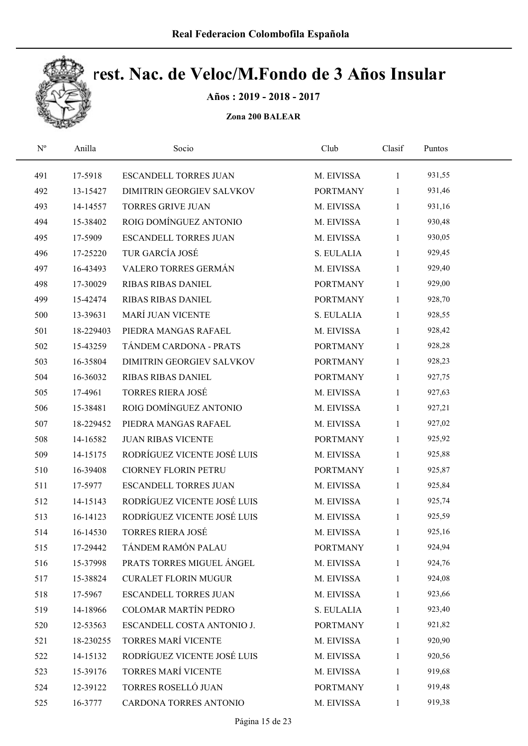# Real Federacion Colombofila Española

## rest. Nac. de Veloc/M.Fondo de 3 Años Insular

**Años : 2019 - 2018 - 2017**

**Zona 200 BALEAR**

| Nº | Anilla | Socio | Club | Clasif | Puntos |
|---|---|---|---|---|---|
| 491 | 17-5918 | ESCANDELL TORRES JUAN | M. EIVISSA | 1 | 931,55 |
| 492 | 13-15427 | DIMITRIN GEORGIEV SALVKOV | PORTMANY | 1 | 931,46 |
| 493 | 14-14557 | TORRES GRIVE JUAN | M. EIVISSA | 1 | 931,16 |
| 494 | 15-38402 | ROIG DOMÍNGUEZ ANTONIO | M. EIVISSA | 1 | 930,48 |
| 495 | 17-5909 | ESCANDELL TORRES JUAN | M. EIVISSA | 1 | 930,05 |
| 496 | 17-25220 | TUR GARCÍA JOSÉ | S. EULALIA | 1 | 929,45 |
| 497 | 16-43493 | VALERO TORRES GERMÁN | M. EIVISSA | 1 | 929,40 |
| 498 | 17-30029 | RIBAS RIBAS DANIEL | PORTMANY | 1 | 929,00 |
| 499 | 15-42474 | RIBAS RIBAS DANIEL | PORTMANY | 1 | 928,70 |
| 500 | 13-39631 | MARÍ JUAN VICENTE | S. EULALIA | 1 | 928,55 |
| 501 | 18-229403 | PIEDRA MANGAS RAFAEL | M. EIVISSA | 1 | 928,42 |
| 502 | 15-43259 | TÁNDEM CARDONA - PRATS | PORTMANY | 1 | 928,28 |
| 503 | 16-35804 | DIMITRIN GEORGIEV SALVKOV | PORTMANY | 1 | 928,23 |
| 504 | 16-36032 | RIBAS RIBAS DANIEL | PORTMANY | 1 | 927,75 |
| 505 | 17-4961 | TORRES RIERA JOSÉ | M. EIVISSA | 1 | 927,63 |
| 506 | 15-38481 | ROIG DOMÍNGUEZ ANTONIO | M. EIVISSA | 1 | 927,21 |
| 507 | 18-229452 | PIEDRA MANGAS RAFAEL | M. EIVISSA | 1 | 927,02 |
| 508 | 14-16582 | JUAN RIBAS VICENTE | PORTMANY | 1 | 925,92 |
| 509 | 14-15175 | RODRÍGUEZ VICENTE JOSÉ LUIS | M. EIVISSA | 1 | 925,88 |
| 510 | 16-39408 | CIORNEY FLORIN PETRU | PORTMANY | 1 | 925,87 |
| 511 | 17-5977 | ESCANDELL TORRES JUAN | M. EIVISSA | 1 | 925,84 |
| 512 | 14-15143 | RODRÍGUEZ VICENTE JOSÉ LUIS | M. EIVISSA | 1 | 925,74 |
| 513 | 16-14123 | RODRÍGUEZ VICENTE JOSÉ LUIS | M. EIVISSA | 1 | 925,59 |
| 514 | 16-14530 | TORRES RIERA JOSÉ | M. EIVISSA | 1 | 925,16 |
| 515 | 17-29442 | TÁNDEM RAMÓN PALAU | PORTMANY | 1 | 924,94 |
| 516 | 15-37998 | PRATS TORRES MIGUEL ÁNGEL | M. EIVISSA | 1 | 924,76 |
| 517 | 15-38824 | CURALET FLORIN MUGUR | M. EIVISSA | 1 | 924,08 |
| 518 | 17-5967 | ESCANDELL TORRES JUAN | M. EIVISSA | 1 | 923,66 |
| 519 | 14-18966 | COLOMAR MARTÍN PEDRO | S. EULALIA | 1 | 923,40 |
| 520 | 12-53563 | ESCANDELL COSTA ANTONIO J. | PORTMANY | 1 | 921,82 |
| 521 | 18-230255 | TORRES MARÍ VICENTE | M. EIVISSA | 1 | 920,90 |
| 522 | 14-15132 | RODRÍGUEZ VICENTE JOSÉ LUIS | M. EIVISSA | 1 | 920,56 |
| 523 | 15-39176 | TORRES MARÍ VICENTE | M. EIVISSA | 1 | 919,68 |
| 524 | 12-39122 | TORRES ROSELLÓ JUAN | PORTMANY | 1 | 919,48 |
| 525 | 16-3777 | CARDONA TORRES ANTONIO | M. EIVISSA | 1 | 919,38 |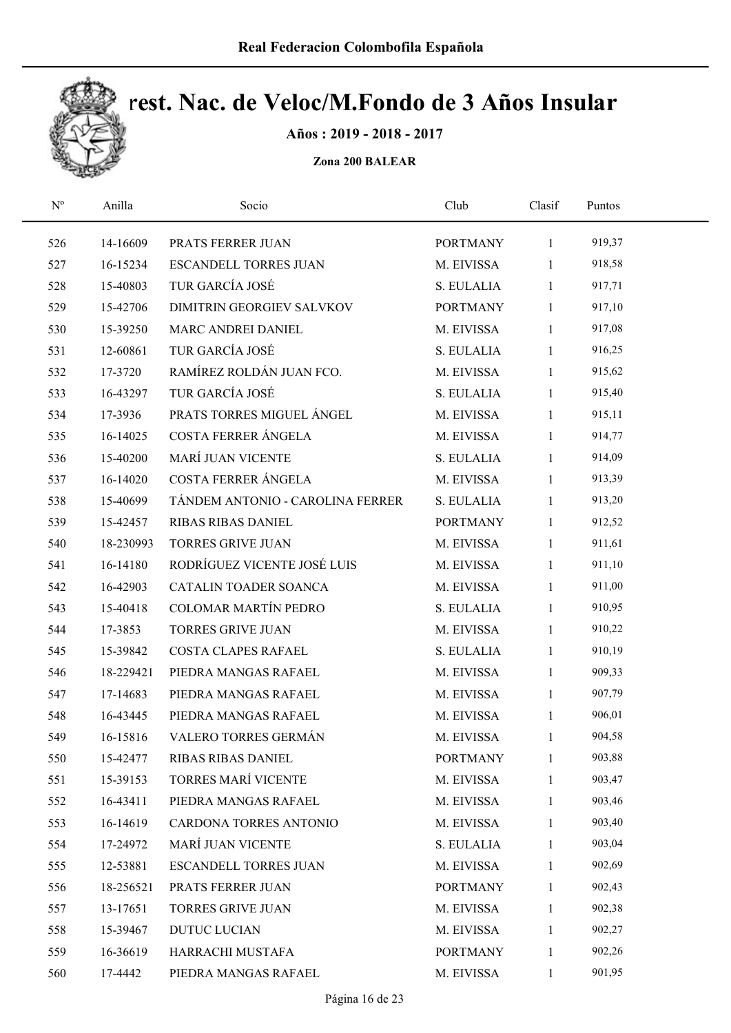## Real Federacion Colombofila Española

# rest. Nac. de Veloc/M.Fondo de 3 Años Insular

**Años : 2019 - 2018 - 2017**

**Zona 200 BALEAR**

| Nº | Anilla | Socio | Club | Clasif | Puntos |
|---|---|---|---|---|---|
| 526 | 14-16609 | PRATS FERRER JUAN | PORTMANY | 1 | 919,37 |
| 527 | 16-15234 | ESCANDELL TORRES JUAN | M. EIVISSA | 1 | 918,58 |
| 528 | 15-40803 | TUR GARCÍA JOSÉ | S. EULALIA | 1 | 917,71 |
| 529 | 15-42706 | DIMITRIN GEORGIEV SALVKOV | PORTMANY | 1 | 917,10 |
| 530 | 15-39250 | MARC ANDREI DANIEL | M. EIVISSA | 1 | 917,08 |
| 531 | 12-60861 | TUR GARCÍA JOSÉ | S. EULALIA | 1 | 916,25 |
| 532 | 17-3720 | RAMÍREZ ROLDÁN JUAN FCO. | M. EIVISSA | 1 | 915,62 |
| 533 | 16-43297 | TUR GARCÍA JOSÉ | S. EULALIA | 1 | 915,40 |
| 534 | 17-3936 | PRATS TORRES MIGUEL ÁNGEL | M. EIVISSA | 1 | 915,11 |
| 535 | 16-14025 | COSTA FERRER ÁNGELA | M. EIVISSA | 1 | 914,77 |
| 536 | 15-40200 | MARÍ JUAN VICENTE | S. EULALIA | 1 | 914,09 |
| 537 | 16-14020 | COSTA FERRER ÁNGELA | M. EIVISSA | 1 | 913,39 |
| 538 | 15-40699 | TÁNDEM ANTONIO - CAROLINA FERRER | S. EULALIA | 1 | 913,20 |
| 539 | 15-42457 | RIBAS RIBAS DANIEL | PORTMANY | 1 | 912,52 |
| 540 | 18-230993 | TORRES GRIVE JUAN | M. EIVISSA | 1 | 911,61 |
| 541 | 16-14180 | RODRÍGUEZ VICENTE JOSÉ LUIS | M. EIVISSA | 1 | 911,10 |
| 542 | 16-42903 | CATALIN TOADER SOANCA | M. EIVISSA | 1 | 911,00 |
| 543 | 15-40418 | COLOMAR MARTÍN PEDRO | S. EULALIA | 1 | 910,95 |
| 544 | 17-3853 | TORRES GRIVE JUAN | M. EIVISSA | 1 | 910,22 |
| 545 | 15-39842 | COSTA CLAPES RAFAEL | S. EULALIA | 1 | 910,19 |
| 546 | 18-229421 | PIEDRA MANGAS RAFAEL | M. EIVISSA | 1 | 909,33 |
| 547 | 17-14683 | PIEDRA MANGAS RAFAEL | M. EIVISSA | 1 | 907,79 |
| 548 | 16-43445 | PIEDRA MANGAS RAFAEL | M. EIVISSA | 1 | 906,01 |
| 549 | 16-15816 | VALERO TORRES GERMÁN | M. EIVISSA | 1 | 904,58 |
| 550 | 15-42477 | RIBAS RIBAS DANIEL | PORTMANY | 1 | 903,88 |
| 551 | 15-39153 | TORRES MARÍ VICENTE | M. EIVISSA | 1 | 903,47 |
| 552 | 16-43411 | PIEDRA MANGAS RAFAEL | M. EIVISSA | 1 | 903,46 |
| 553 | 16-14619 | CARDONA TORRES ANTONIO | M. EIVISSA | 1 | 903,40 |
| 554 | 17-24972 | MARÍ JUAN VICENTE | S. EULALIA | 1 | 903,04 |
| 555 | 12-53881 | ESCANDELL TORRES JUAN | M. EIVISSA | 1 | 902,69 |
| 556 | 18-256521 | PRATS FERRER JUAN | PORTMANY | 1 | 902,43 |
| 557 | 13-17651 | TORRES GRIVE JUAN | M. EIVISSA | 1 | 902,38 |
| 558 | 15-39467 | DUTUC LUCIAN | M. EIVISSA | 1 | 902,27 |
| 559 | 16-36619 | HARRACHI MUSTAFA | PORTMANY | 1 | 902,26 |
| 560 | 17-4442 | PIEDRA MANGAS RAFAEL | M. EIVISSA | 1 | 901,95 |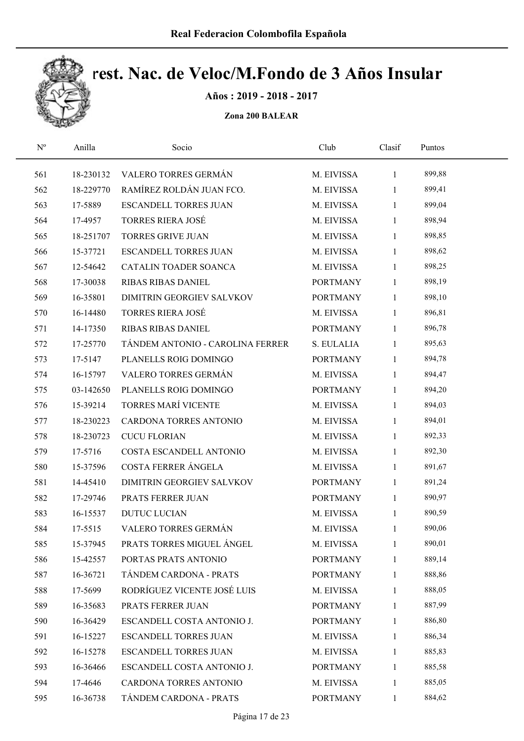# Real Federacion Colombofila Española

## rest. Nac. de Veloc/M.Fondo de 3 Años Insular

**Años : 2019 - 2018 - 2017**

**Zona 200 BALEAR**

| Nº | Anilla | Socio | Club | Clasif | Puntos |
|---|---|---|---|---|---|
| 561 | 18-230132 | VALERO TORRES GERMÁN | M. EIVISSA | 1 | 899,88 |
| 562 | 18-229770 | RAMÍREZ ROLDÁN JUAN FCO. | M. EIVISSA | 1 | 899,41 |
| 563 | 17-5889 | ESCANDELL TORRES JUAN | M. EIVISSA | 1 | 899,04 |
| 564 | 17-4957 | TORRES RIERA JOSÉ | M. EIVISSA | 1 | 898,94 |
| 565 | 18-251707 | TORRES GRIVE JUAN | M. EIVISSA | 1 | 898,85 |
| 566 | 15-37721 | ESCANDELL TORRES JUAN | M. EIVISSA | 1 | 898,62 |
| 567 | 12-54642 | CATALIN TOADER SOANCA | M. EIVISSA | 1 | 898,25 |
| 568 | 17-30038 | RIBAS RIBAS DANIEL | PORTMANY | 1 | 898,19 |
| 569 | 16-35801 | DIMITRIN GEORGIEV SALVKOV | PORTMANY | 1 | 898,10 |
| 570 | 16-14480 | TORRES RIERA JOSÉ | M. EIVISSA | 1 | 896,81 |
| 571 | 14-17350 | RIBAS RIBAS DANIEL | PORTMANY | 1 | 896,78 |
| 572 | 17-25770 | TÁNDEM ANTONIO - CAROLINA FERRER | S. EULALIA | 1 | 895,63 |
| 573 | 17-5147 | PLANELLS ROIG DOMINGO | PORTMANY | 1 | 894,78 |
| 574 | 16-15797 | VALERO TORRES GERMÁN | M. EIVISSA | 1 | 894,47 |
| 575 | 03-142650 | PLANELLS ROIG DOMINGO | PORTMANY | 1 | 894,20 |
| 576 | 15-39214 | TORRES MARÍ VICENTE | M. EIVISSA | 1 | 894,03 |
| 577 | 18-230223 | CARDONA TORRES ANTONIO | M. EIVISSA | 1 | 894,01 |
| 578 | 18-230723 | CUCU FLORIAN | M. EIVISSA | 1 | 892,33 |
| 579 | 17-5716 | COSTA ESCANDELL ANTONIO | M. EIVISSA | 1 | 892,30 |
| 580 | 15-37596 | COSTA FERRER ÁNGELA | M. EIVISSA | 1 | 891,67 |
| 581 | 14-45410 | DIMITRIN GEORGIEV SALVKOV | PORTMANY | 1 | 891,24 |
| 582 | 17-29746 | PRATS FERRER JUAN | PORTMANY | 1 | 890,97 |
| 583 | 16-15537 | DUTUC LUCIAN | M. EIVISSA | 1 | 890,59 |
| 584 | 17-5515 | VALERO TORRES GERMÁN | M. EIVISSA | 1 | 890,06 |
| 585 | 15-37945 | PRATS TORRES MIGUEL ÁNGEL | M. EIVISSA | 1 | 890,01 |
| 586 | 15-42557 | PORTAS PRATS ANTONIO | PORTMANY | 1 | 889,14 |
| 587 | 16-36721 | TÁNDEM CARDONA - PRATS | PORTMANY | 1 | 888,86 |
| 588 | 17-5699 | RODRÍGUEZ VICENTE JOSÉ LUIS | M. EIVISSA | 1 | 888,05 |
| 589 | 16-35683 | PRATS FERRER JUAN | PORTMANY | 1 | 887,99 |
| 590 | 16-36429 | ESCANDELL COSTA ANTONIO J. | PORTMANY | 1 | 886,80 |
| 591 | 16-15227 | ESCANDELL TORRES JUAN | M. EIVISSA | 1 | 886,34 |
| 592 | 16-15278 | ESCANDELL TORRES JUAN | M. EIVISSA | 1 | 885,83 |
| 593 | 16-36466 | ESCANDELL COSTA ANTONIO J. | PORTMANY | 1 | 885,58 |
| 594 | 17-4646 | CARDONA TORRES ANTONIO | M. EIVISSA | 1 | 885,05 |
| 595 | 16-36738 | TÁNDEM CARDONA - PRATS | PORTMANY | 1 | 884,62 |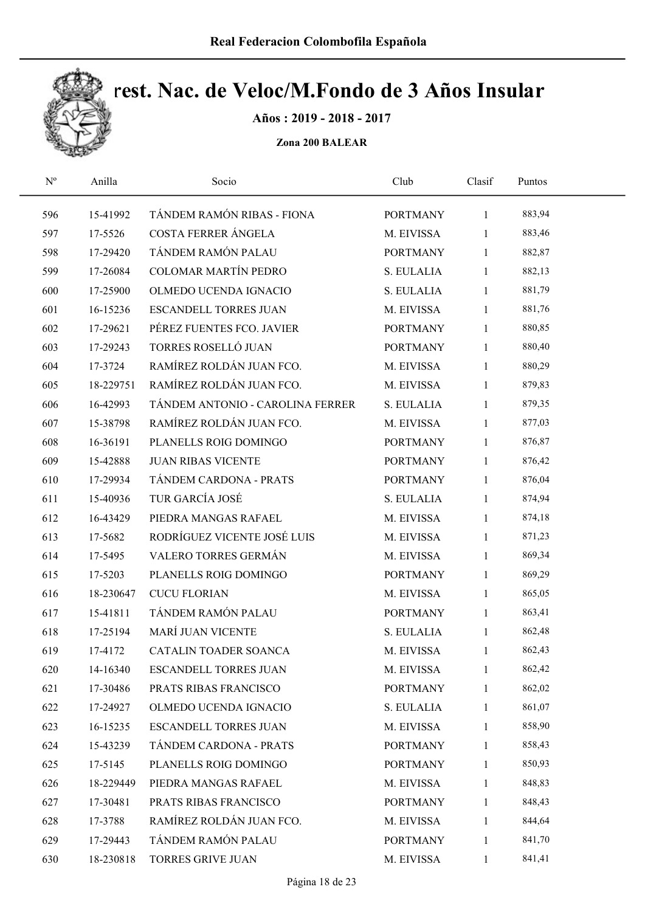Real Federacion Colombofila Española

# Camp. Nac. de Veloc/M.Fondo de 3 Años Insular

**Años : 2019 - 2018 - 2017**

**Zona 200 BALEAR**

| Nº | Anilla | Socio | Club | Clasif | Puntos |
|---|---|---|---|---|---|
| 596 | 15-41992 | TÁNDEM RAMÓN RIBAS - FIONA | PORTMANY | 1 | 883,94 |
| 597 | 17-5526 | COSTA FERRER ÁNGELA | M. EIVISSA | 1 | 883,46 |
| 598 | 17-29420 | TÁNDEM RAMÓN PALAU | PORTMANY | 1 | 882,87 |
| 599 | 17-26084 | COLOMAR MARTÍN PEDRO | S. EULALIA | 1 | 882,13 |
| 600 | 17-25900 | OLMEDO UCENDA IGNACIO | S. EULALIA | 1 | 881,79 |
| 601 | 16-15236 | ESCANDELL TORRES JUAN | M. EIVISSA | 1 | 881,76 |
| 602 | 17-29621 | PÉREZ FUENTES FCO. JAVIER | PORTMANY | 1 | 880,85 |
| 603 | 17-29243 | TORRES ROSELLÓ JUAN | PORTMANY | 1 | 880,40 |
| 604 | 17-3724 | RAMÍREZ ROLDÁN JUAN FCO. | M. EIVISSA | 1 | 880,29 |
| 605 | 18-229751 | RAMÍREZ ROLDÁN JUAN FCO. | M. EIVISSA | 1 | 879,83 |
| 606 | 16-42993 | TÁNDEM ANTONIO - CAROLINA FERRER | S. EULALIA | 1 | 879,35 |
| 607 | 15-38798 | RAMÍREZ ROLDÁN JUAN FCO. | M. EIVISSA | 1 | 877,03 |
| 608 | 16-36191 | PLANELLS ROIG DOMINGO | PORTMANY | 1 | 876,87 |
| 609 | 15-42888 | JUAN RIBAS VICENTE | PORTMANY | 1 | 876,42 |
| 610 | 17-29934 | TÁNDEM CARDONA - PRATS | PORTMANY | 1 | 876,04 |
| 611 | 15-40936 | TUR GARCÍA JOSÉ | S. EULALIA | 1 | 874,94 |
| 612 | 16-43429 | PIEDRA MANGAS RAFAEL | M. EIVISSA | 1 | 874,18 |
| 613 | 17-5682 | RODRÍGUEZ VICENTE JOSÉ LUIS | M. EIVISSA | 1 | 871,23 |
| 614 | 17-5495 | VALERO TORRES GERMÁN | M. EIVISSA | 1 | 869,34 |
| 615 | 17-5203 | PLANELLS ROIG DOMINGO | PORTMANY | 1 | 869,29 |
| 616 | 18-230647 | CUCU FLORIAN | M. EIVISSA | 1 | 865,05 |
| 617 | 15-41811 | TÁNDEM RAMÓN PALAU | PORTMANY | 1 | 863,41 |
| 618 | 17-25194 | MARÍ JUAN VICENTE | S. EULALIA | 1 | 862,48 |
| 619 | 17-4172 | CATALIN TOADER SOANCA | M. EIVISSA | 1 | 862,43 |
| 620 | 14-16340 | ESCANDELL TORRES JUAN | M. EIVISSA | 1 | 862,42 |
| 621 | 17-30486 | PRATS RIBAS FRANCISCO | PORTMANY | 1 | 862,02 |
| 622 | 17-24927 | OLMEDO UCENDA IGNACIO | S. EULALIA | 1 | 861,07 |
| 623 | 16-15235 | ESCANDELL TORRES JUAN | M. EIVISSA | 1 | 858,90 |
| 624 | 15-43239 | TÁNDEM CARDONA - PRATS | PORTMANY | 1 | 858,43 |
| 625 | 17-5145 | PLANELLS ROIG DOMINGO | PORTMANY | 1 | 850,93 |
| 626 | 18-229449 | PIEDRA MANGAS RAFAEL | M. EIVISSA | 1 | 848,83 |
| 627 | 17-30481 | PRATS RIBAS FRANCISCO | PORTMANY | 1 | 848,43 |
| 628 | 17-3788 | RAMÍREZ ROLDÁN JUAN FCO. | M. EIVISSA | 1 | 844,64 |
| 629 | 17-29443 | TÁNDEM RAMÓN PALAU | PORTMANY | 1 | 841,70 |
| 630 | 18-230818 | TORRES GRIVE JUAN | M. EIVISSA | 1 | 841,41 |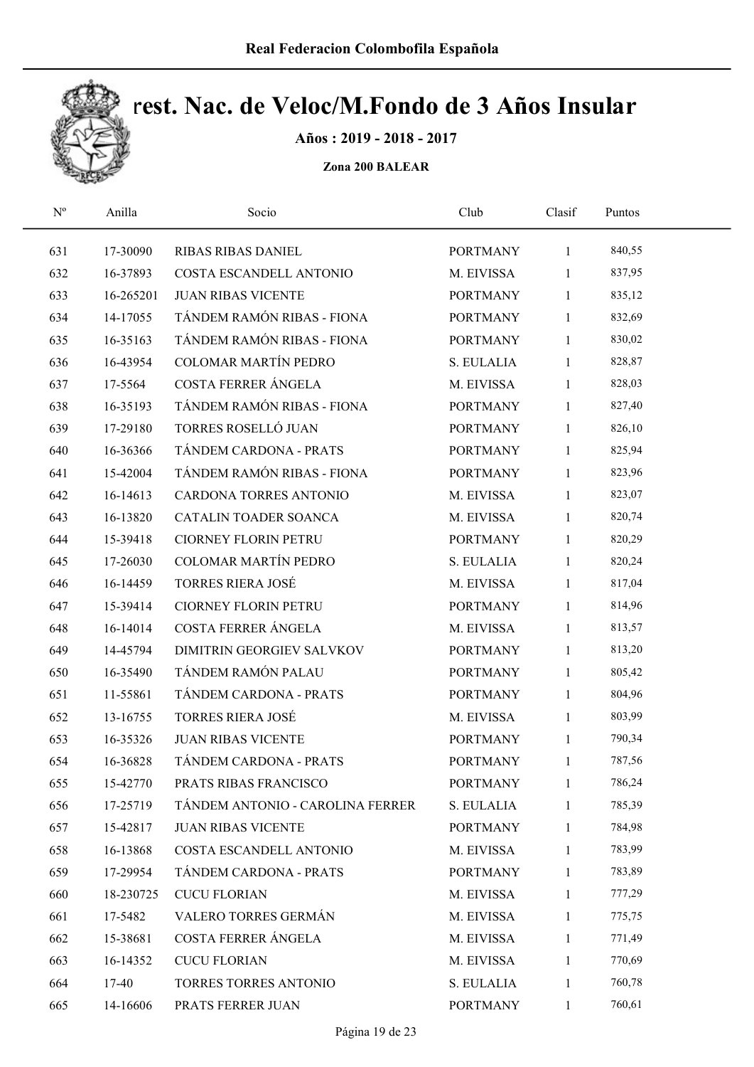Real Federacion Colombofila Española

# rest. Nac. de Veloc/M.Fondo de 3 Años Insular

**Años : 2019 - 2018 - 2017**

**Zona 200 BALEAR**

| Nº | Anilla | Socio | Club | Clasif | Puntos |
|---|---|---|---|---|---|
| 631 | 17-30090 | RIBAS RIBAS DANIEL | PORTMANY | 1 | 840,55 |
| 632 | 16-37893 | COSTA ESCANDELL ANTONIO | M. EIVISSA | 1 | 837,95 |
| 633 | 16-265201 | JUAN RIBAS VICENTE | PORTMANY | 1 | 835,12 |
| 634 | 14-17055 | TÁNDEM RAMÓN RIBAS - FIONA | PORTMANY | 1 | 832,69 |
| 635 | 16-35163 | TÁNDEM RAMÓN RIBAS - FIONA | PORTMANY | 1 | 830,02 |
| 636 | 16-43954 | COLOMAR MARTÍN PEDRO | S. EULALIA | 1 | 828,87 |
| 637 | 17-5564 | COSTA FERRER ÁNGELA | M. EIVISSA | 1 | 828,03 |
| 638 | 16-35193 | TÁNDEM RAMÓN RIBAS - FIONA | PORTMANY | 1 | 827,40 |
| 639 | 17-29180 | TORRES ROSELLÓ JUAN | PORTMANY | 1 | 826,10 |
| 640 | 16-36366 | TÁNDEM CARDONA - PRATS | PORTMANY | 1 | 825,94 |
| 641 | 15-42004 | TÁNDEM RAMÓN RIBAS - FIONA | PORTMANY | 1 | 823,96 |
| 642 | 16-14613 | CARDONA TORRES ANTONIO | M. EIVISSA | 1 | 823,07 |
| 643 | 16-13820 | CATALIN TOADER SOANCA | M. EIVISSA | 1 | 820,74 |
| 644 | 15-39418 | CIORNEY FLORIN PETRU | PORTMANY | 1 | 820,29 |
| 645 | 17-26030 | COLOMAR MARTÍN PEDRO | S. EULALIA | 1 | 820,24 |
| 646 | 16-14459 | TORRES RIERA JOSÉ | M. EIVISSA | 1 | 817,04 |
| 647 | 15-39414 | CIORNEY FLORIN PETRU | PORTMANY | 1 | 814,96 |
| 648 | 16-14014 | COSTA FERRER ÁNGELA | M. EIVISSA | 1 | 813,57 |
| 649 | 14-45794 | DIMITRIN GEORGIEV SALVKOV | PORTMANY | 1 | 813,20 |
| 650 | 16-35490 | TÁNDEM RAMÓN PALAU | PORTMANY | 1 | 805,42 |
| 651 | 11-55861 | TÁNDEM CARDONA - PRATS | PORTMANY | 1 | 804,96 |
| 652 | 13-16755 | TORRES RIERA JOSÉ | M. EIVISSA | 1 | 803,99 |
| 653 | 16-35326 | JUAN RIBAS VICENTE | PORTMANY | 1 | 790,34 |
| 654 | 16-36828 | TÁNDEM CARDONA - PRATS | PORTMANY | 1 | 787,56 |
| 655 | 15-42770 | PRATS RIBAS FRANCISCO | PORTMANY | 1 | 786,24 |
| 656 | 17-25719 | TÁNDEM ANTONIO - CAROLINA FERRER | S. EULALIA | 1 | 785,39 |
| 657 | 15-42817 | JUAN RIBAS VICENTE | PORTMANY | 1 | 784,98 |
| 658 | 16-13868 | COSTA ESCANDELL ANTONIO | M. EIVISSA | 1 | 783,99 |
| 659 | 17-29954 | TÁNDEM CARDONA - PRATS | PORTMANY | 1 | 783,89 |
| 660 | 18-230725 | CUCU FLORIAN | M. EIVISSA | 1 | 777,29 |
| 661 | 17-5482 | VALERO TORRES GERMÁN | M. EIVISSA | 1 | 775,75 |
| 662 | 15-38681 | COSTA FERRER ÁNGELA | M. EIVISSA | 1 | 771,49 |
| 663 | 16-14352 | CUCU FLORIAN | M. EIVISSA | 1 | 770,69 |
| 664 | 17-40 | TORRES TORRES ANTONIO | S. EULALIA | 1 | 760,78 |
| 665 | 14-16606 | PRATS FERRER JUAN | PORTMANY | 1 | 760,61 |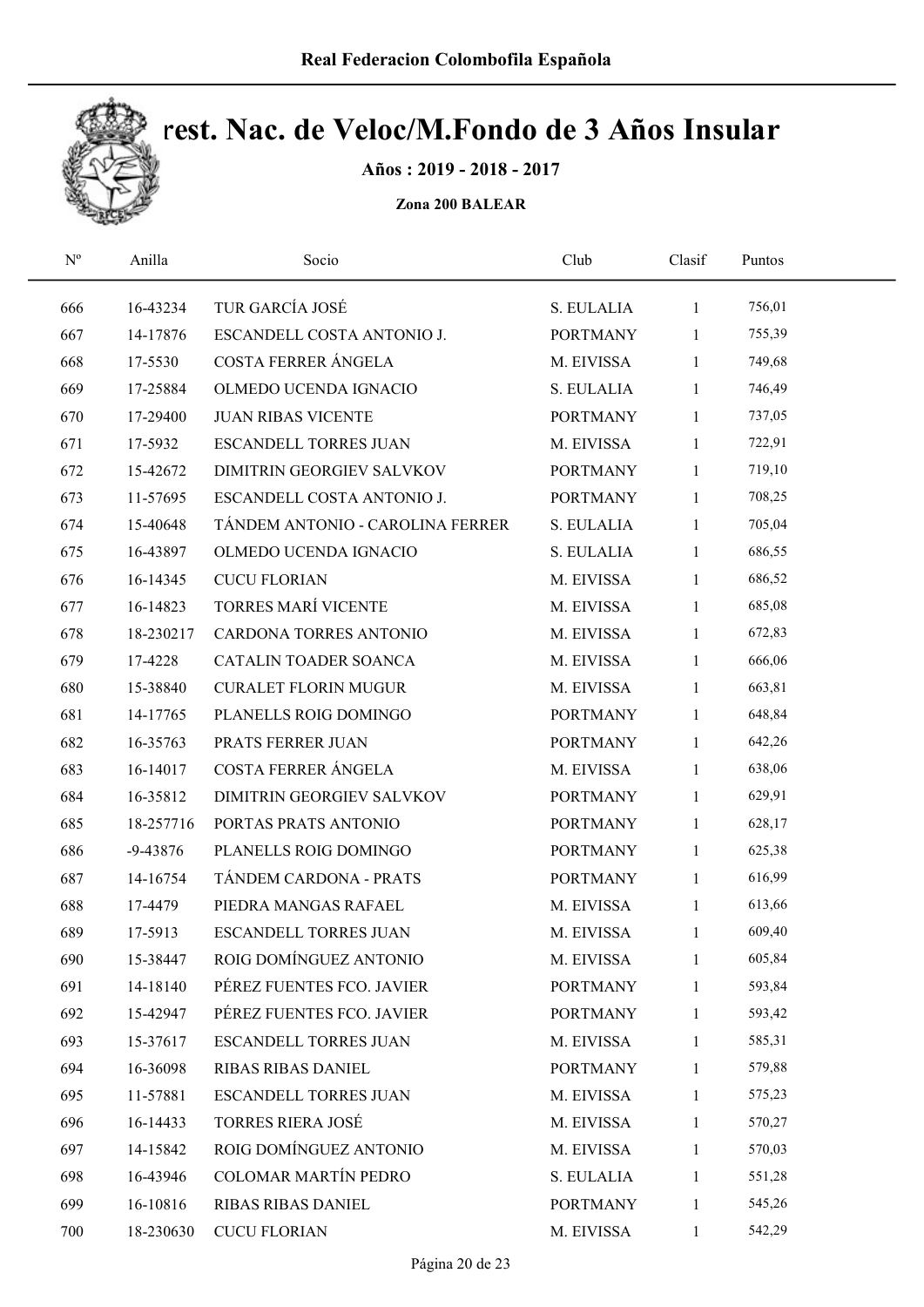**Real Federacion Colombofila Española**

# rest. Nac. de Veloc/M.Fondo de 3 Años Insular

**Años : 2019 - 2018 - 2017**

**Zona 200 BALEAR**

| Nº | Anilla | Socio | Club | Clasif | Puntos |
|---|---|---|---|---|---|
| 666 | 16-43234 | TUR GARCÍA JOSÉ | S. EULALIA | 1 | 756,01 |
| 667 | 14-17876 | ESCANDELL COSTA ANTONIO J. | PORTMANY | 1 | 755,39 |
| 668 | 17-5530 | COSTA FERRER ÁNGELA | M. EIVISSA | 1 | 749,68 |
| 669 | 17-25884 | OLMEDO UCENDA IGNACIO | S. EULALIA | 1 | 746,49 |
| 670 | 17-29400 | JUAN RIBAS VICENTE | PORTMANY | 1 | 737,05 |
| 671 | 17-5932 | ESCANDELL TORRES JUAN | M. EIVISSA | 1 | 722,91 |
| 672 | 15-42672 | DIMITRIN GEORGIEV SALVKOV | PORTMANY | 1 | 719,10 |
| 673 | 11-57695 | ESCANDELL COSTA ANTONIO J. | PORTMANY | 1 | 708,25 |
| 674 | 15-40648 | TÁNDEM ANTONIO - CAROLINA FERRER | S. EULALIA | 1 | 705,04 |
| 675 | 16-43897 | OLMEDO UCENDA IGNACIO | S. EULALIA | 1 | 686,55 |
| 676 | 16-14345 | CUCU FLORIAN | M. EIVISSA | 1 | 686,52 |
| 677 | 16-14823 | TORRES MARÍ VICENTE | M. EIVISSA | 1 | 685,08 |
| 678 | 18-230217 | CARDONA TORRES ANTONIO | M. EIVISSA | 1 | 672,83 |
| 679 | 17-4228 | CATALIN TOADER SOANCA | M. EIVISSA | 1 | 666,06 |
| 680 | 15-38840 | CURALET FLORIN MUGUR | M. EIVISSA | 1 | 663,81 |
| 681 | 14-17765 | PLANELLS ROIG DOMINGO | PORTMANY | 1 | 648,84 |
| 682 | 16-35763 | PRATS FERRER JUAN | PORTMANY | 1 | 642,26 |
| 683 | 16-14017 | COSTA FERRER ÁNGELA | M. EIVISSA | 1 | 638,06 |
| 684 | 16-35812 | DIMITRIN GEORGIEV SALVKOV | PORTMANY | 1 | 629,91 |
| 685 | 18-257716 | PORTAS PRATS ANTONIO | PORTMANY | 1 | 628,17 |
| 686 | -9-43876 | PLANELLS ROIG DOMINGO | PORTMANY | 1 | 625,38 |
| 687 | 14-16754 | TÁNDEM CARDONA - PRATS | PORTMANY | 1 | 616,99 |
| 688 | 17-4479 | PIEDRA MANGAS RAFAEL | M. EIVISSA | 1 | 613,66 |
| 689 | 17-5913 | ESCANDELL TORRES JUAN | M. EIVISSA | 1 | 609,40 |
| 690 | 15-38447 | ROIG DOMÍNGUEZ ANTONIO | M. EIVISSA | 1 | 605,84 |
| 691 | 14-18140 | PÉREZ FUENTES FCO. JAVIER | PORTMANY | 1 | 593,84 |
| 692 | 15-42947 | PÉREZ FUENTES FCO. JAVIER | PORTMANY | 1 | 593,42 |
| 693 | 15-37617 | ESCANDELL TORRES JUAN | M. EIVISSA | 1 | 585,31 |
| 694 | 16-36098 | RIBAS RIBAS DANIEL | PORTMANY | 1 | 579,88 |
| 695 | 11-57881 | ESCANDELL TORRES JUAN | M. EIVISSA | 1 | 575,23 |
| 696 | 16-14433 | TORRES RIERA JOSÉ | M. EIVISSA | 1 | 570,27 |
| 697 | 14-15842 | ROIG DOMÍNGUEZ ANTONIO | M. EIVISSA | 1 | 570,03 |
| 698 | 16-43946 | COLOMAR MARTÍN PEDRO | S. EULALIA | 1 | 551,28 |
| 699 | 16-10816 | RIBAS RIBAS DANIEL | PORTMANY | 1 | 545,26 |
| 700 | 18-230630 | CUCU FLORIAN | M. EIVISSA | 1 | 542,29 |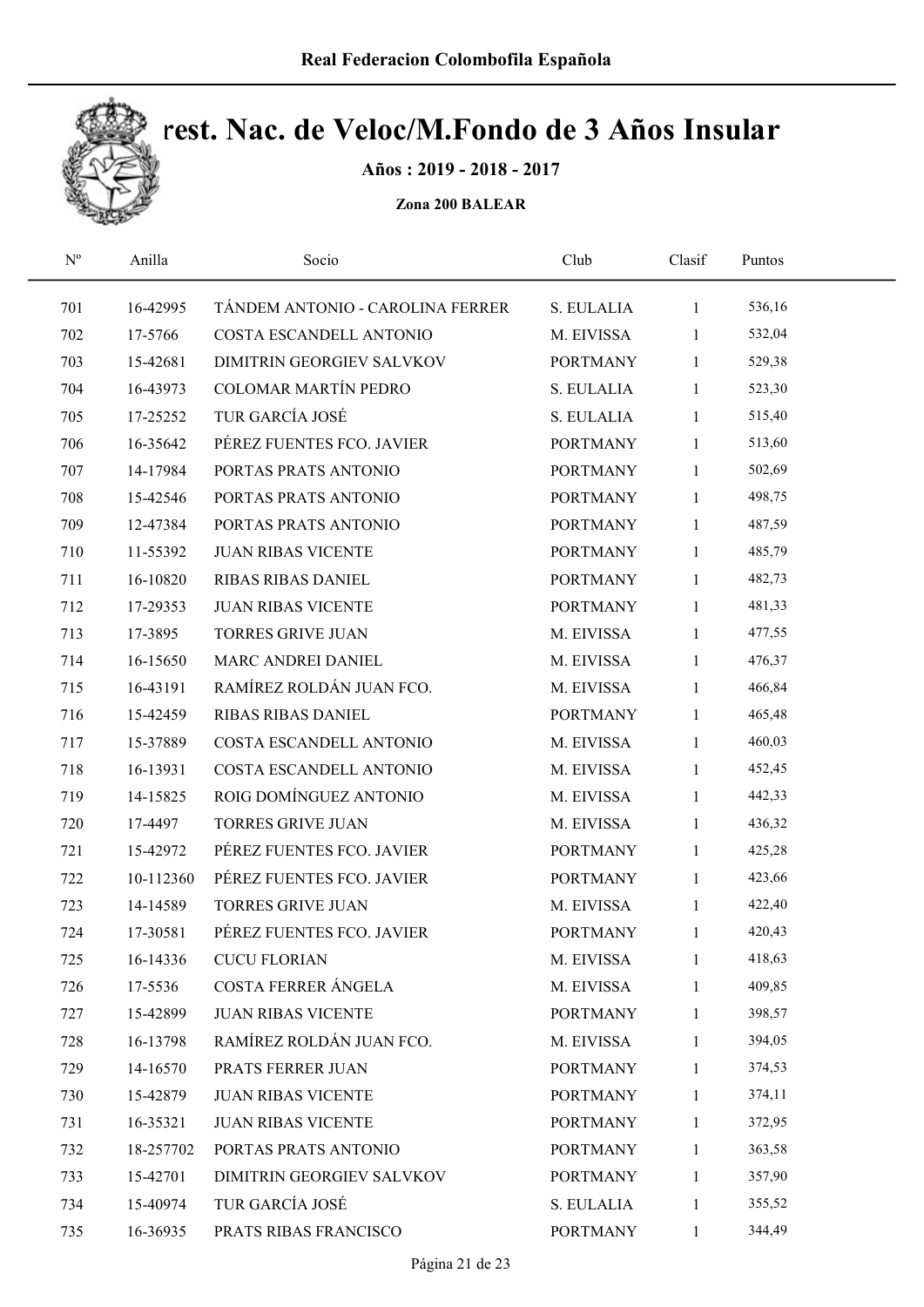# Real Federacion Colombofila Española

## rest. Nac. de Veloc/M.Fondo de 3 Años Insular

**Años : 2019 - 2018 - 2017**

**Zona 200 BALEAR**

| Nº | Anilla | Socio | Club | Clasif | Puntos |
|---|---|---|---|---|---|
| 701 | 16-42995 | TÁNDEM ANTONIO - CAROLINA FERRER | S. EULALIA | 1 | 536,16 |
| 702 | 17-5766 | COSTA ESCANDELL ANTONIO | M. EIVISSA | 1 | 532,04 |
| 703 | 15-42681 | DIMITRIN GEORGIEV SALVKOV | PORTMANY | 1 | 529,38 |
| 704 | 16-43973 | COLOMAR MARTÍN PEDRO | S. EULALIA | 1 | 523,30 |
| 705 | 17-25252 | TUR GARCÍA JOSÉ | S. EULALIA | 1 | 515,40 |
| 706 | 16-35642 | PÉREZ FUENTES FCO. JAVIER | PORTMANY | 1 | 513,60 |
| 707 | 14-17984 | PORTAS PRATS ANTONIO | PORTMANY | 1 | 502,69 |
| 708 | 15-42546 | PORTAS PRATS ANTONIO | PORTMANY | 1 | 498,75 |
| 709 | 12-47384 | PORTAS PRATS ANTONIO | PORTMANY | 1 | 487,59 |
| 710 | 11-55392 | JUAN RIBAS VICENTE | PORTMANY | 1 | 485,79 |
| 711 | 16-10820 | RIBAS RIBAS DANIEL | PORTMANY | 1 | 482,73 |
| 712 | 17-29353 | JUAN RIBAS VICENTE | PORTMANY | 1 | 481,33 |
| 713 | 17-3895 | TORRES GRIVE JUAN | M. EIVISSA | 1 | 477,55 |
| 714 | 16-15650 | MARC ANDREI DANIEL | M. EIVISSA | 1 | 476,37 |
| 715 | 16-43191 | RAMÍREZ ROLDÁN JUAN FCO. | M. EIVISSA | 1 | 466,84 |
| 716 | 15-42459 | RIBAS RIBAS DANIEL | PORTMANY | 1 | 465,48 |
| 717 | 15-37889 | COSTA ESCANDELL ANTONIO | M. EIVISSA | 1 | 460,03 |
| 718 | 16-13931 | COSTA ESCANDELL ANTONIO | M. EIVISSA | 1 | 452,45 |
| 719 | 14-15825 | ROIG DOMÍNGUEZ ANTONIO | M. EIVISSA | 1 | 442,33 |
| 720 | 17-4497 | TORRES GRIVE JUAN | M. EIVISSA | 1 | 436,32 |
| 721 | 15-42972 | PÉREZ FUENTES FCO. JAVIER | PORTMANY | 1 | 425,28 |
| 722 | 10-112360 | PÉREZ FUENTES FCO. JAVIER | PORTMANY | 1 | 423,66 |
| 723 | 14-14589 | TORRES GRIVE JUAN | M. EIVISSA | 1 | 422,40 |
| 724 | 17-30581 | PÉREZ FUENTES FCO. JAVIER | PORTMANY | 1 | 420,43 |
| 725 | 16-14336 | CUCU FLORIAN | M. EIVISSA | 1 | 418,63 |
| 726 | 17-5536 | COSTA FERRER ÁNGELA | M. EIVISSA | 1 | 409,85 |
| 727 | 15-42899 | JUAN RIBAS VICENTE | PORTMANY | 1 | 398,57 |
| 728 | 16-13798 | RAMÍREZ ROLDÁN JUAN FCO. | M. EIVISSA | 1 | 394,05 |
| 729 | 14-16570 | PRATS FERRER JUAN | PORTMANY | 1 | 374,53 |
| 730 | 15-42879 | JUAN RIBAS VICENTE | PORTMANY | 1 | 374,11 |
| 731 | 16-35321 | JUAN RIBAS VICENTE | PORTMANY | 1 | 372,95 |
| 732 | 18-257702 | PORTAS PRATS ANTONIO | PORTMANY | 1 | 363,58 |
| 733 | 15-42701 | DIMITRIN GEORGIEV SALVKOV | PORTMANY | 1 | 357,90 |
| 734 | 15-40974 | TUR GARCÍA JOSÉ | S. EULALIA | 1 | 355,52 |
| 735 | 16-36935 | PRATS RIBAS FRANCISCO | PORTMANY | 1 | 344,49 |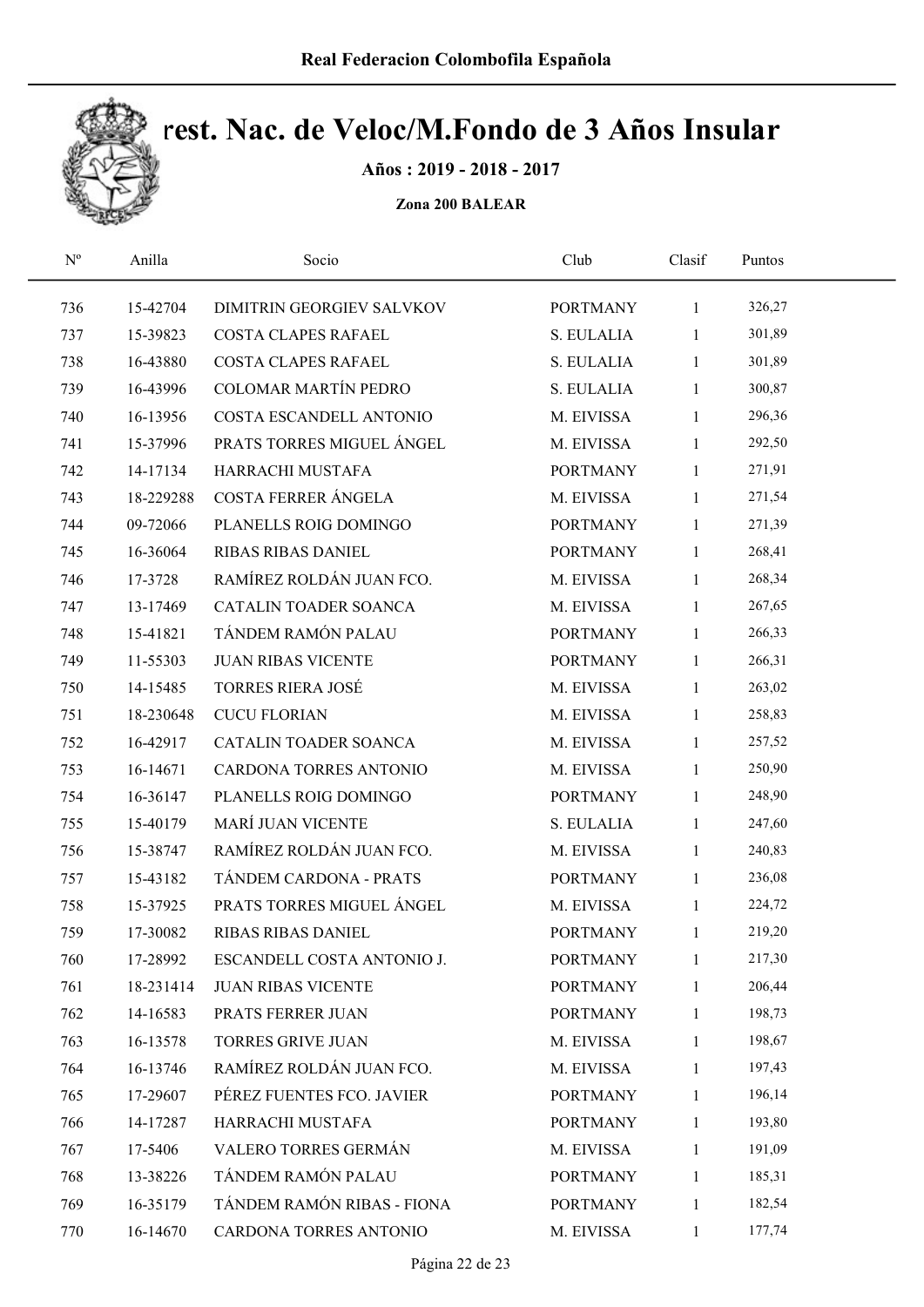# Real Federacion Colombofila Española

## rest. Nac. de Veloc/M.Fondo de 3 Años Insular

**Años : 2019 - 2018 - 2017**

**Zona 200 BALEAR**

| Nº | Anilla | Socio | Club | Clasif | Puntos |
|---|---|---|---|---|---|
| 736 | 15-42704 | DIMITRIN GEORGIEV SALVKOV | PORTMANY | 1 | 326,27 |
| 737 | 15-39823 | COSTA CLAPES RAFAEL | S. EULALIA | 1 | 301,89 |
| 738 | 16-43880 | COSTA CLAPES RAFAEL | S. EULALIA | 1 | 301,89 |
| 739 | 16-43996 | COLOMAR MARTÍN PEDRO | S. EULALIA | 1 | 300,87 |
| 740 | 16-13956 | COSTA ESCANDELL ANTONIO | M. EIVISSA | 1 | 296,36 |
| 741 | 15-37996 | PRATS TORRES MIGUEL ÁNGEL | M. EIVISSA | 1 | 292,50 |
| 742 | 14-17134 | HARRACHI MUSTAFA | PORTMANY | 1 | 271,91 |
| 743 | 18-229288 | COSTA FERRER ÁNGELA | M. EIVISSA | 1 | 271,54 |
| 744 | 09-72066 | PLANELLS ROIG DOMINGO | PORTMANY | 1 | 271,39 |
| 745 | 16-36064 | RIBAS RIBAS DANIEL | PORTMANY | 1 | 268,41 |
| 746 | 17-3728 | RAMÍREZ ROLDÁN JUAN FCO. | M. EIVISSA | 1 | 268,34 |
| 747 | 13-17469 | CATALIN TOADER SOANCA | M. EIVISSA | 1 | 267,65 |
| 748 | 15-41821 | TÁNDEM RAMÓN PALAU | PORTMANY | 1 | 266,33 |
| 749 | 11-55303 | JUAN RIBAS VICENTE | PORTMANY | 1 | 266,31 |
| 750 | 14-15485 | TORRES RIERA JOSÉ | M. EIVISSA | 1 | 263,02 |
| 751 | 18-230648 | CUCU FLORIAN | M. EIVISSA | 1 | 258,83 |
| 752 | 16-42917 | CATALIN TOADER SOANCA | M. EIVISSA | 1 | 257,52 |
| 753 | 16-14671 | CARDONA TORRES ANTONIO | M. EIVISSA | 1 | 250,90 |
| 754 | 16-36147 | PLANELLS ROIG DOMINGO | PORTMANY | 1 | 248,90 |
| 755 | 15-40179 | MARÍ JUAN VICENTE | S. EULALIA | 1 | 247,60 |
| 756 | 15-38747 | RAMÍREZ ROLDÁN JUAN FCO. | M. EIVISSA | 1 | 240,83 |
| 757 | 15-43182 | TÁNDEM CARDONA - PRATS | PORTMANY | 1 | 236,08 |
| 758 | 15-37925 | PRATS TORRES MIGUEL ÁNGEL | M. EIVISSA | 1 | 224,72 |
| 759 | 17-30082 | RIBAS RIBAS DANIEL | PORTMANY | 1 | 219,20 |
| 760 | 17-28992 | ESCANDELL COSTA ANTONIO J. | PORTMANY | 1 | 217,30 |
| 761 | 18-231414 | JUAN RIBAS VICENTE | PORTMANY | 1 | 206,44 |
| 762 | 14-16583 | PRATS FERRER JUAN | PORTMANY | 1 | 198,73 |
| 763 | 16-13578 | TORRES GRIVE JUAN | M. EIVISSA | 1 | 198,67 |
| 764 | 16-13746 | RAMÍREZ ROLDÁN JUAN FCO. | M. EIVISSA | 1 | 197,43 |
| 765 | 17-29607 | PÉREZ FUENTES FCO. JAVIER | PORTMANY | 1 | 196,14 |
| 766 | 14-17287 | HARRACHI MUSTAFA | PORTMANY | 1 | 193,80 |
| 767 | 17-5406 | VALERO TORRES GERMÁN | M. EIVISSA | 1 | 191,09 |
| 768 | 13-38226 | TÁNDEM RAMÓN PALAU | PORTMANY | 1 | 185,31 |
| 769 | 16-35179 | TÁNDEM RAMÓN RIBAS - FIONA | PORTMANY | 1 | 182,54 |
| 770 | 16-14670 | CARDONA TORRES ANTONIO | M. EIVISSA | 1 | 177,74 |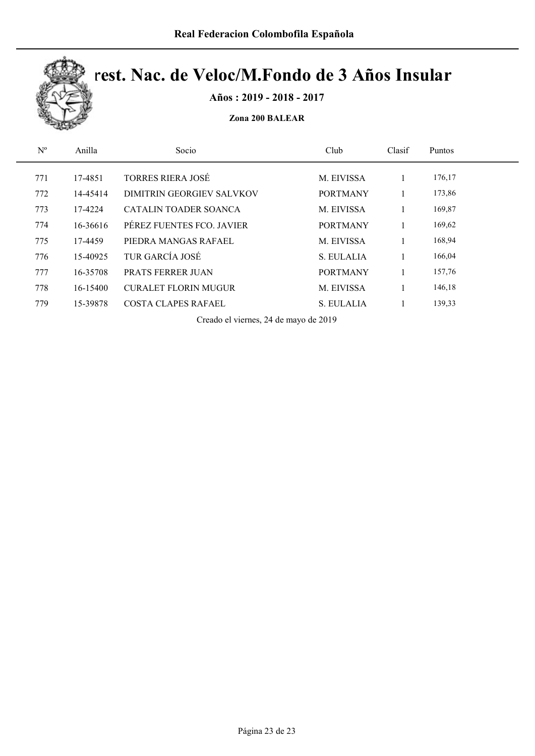**Real Federacion Colombofila Española**

# rest. Nac. de Veloc/M.Fondo de 3 Años Insular

**Años : 2019 - 2018 - 2017**

**Zona 200 BALEAR**

| Nº | Anilla | Socio | Club | Clasif | Puntos |
|---|---|---|---|---|---|
| 771 | 17-4851 | TORRES RIERA JOSÉ | M. EIVISSA | 1 | 176,17 |
| 772 | 14-45414 | DIMITRIN GEORGIEV SALVKOV | PORTMANY | 1 | 173,86 |
| 773 | 17-4224 | CATALIN TOADER SOANCA | M. EIVISSA | 1 | 169,87 |
| 774 | 16-36616 | PÉREZ FUENTES FCO. JAVIER | PORTMANY | 1 | 169,62 |
| 775 | 17-4459 | PIEDRA MANGAS RAFAEL | M. EIVISSA | 1 | 168,94 |
| 776 | 15-40925 | TUR GARCÍA JOSÉ | S. EULALIA | 1 | 166,04 |
| 777 | 16-35708 | PRATS FERRER JUAN | PORTMANY | 1 | 157,76 |
| 778 | 16-15400 | CURALET FLORIN MUGUR | M. EIVISSA | 1 | 146,18 |
| 779 | 15-39878 | COSTA CLAPES RAFAEL | S. EULALIA | 1 | 139,33 |

Creado el viernes, 24 de mayo de 2019